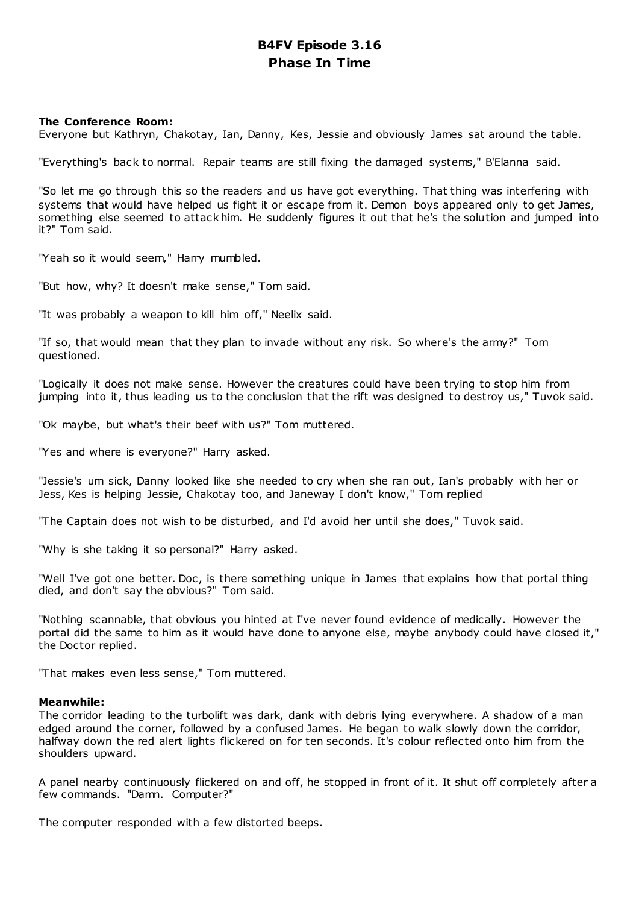# B4FV Episode 3.16
# Phase In Time

**The Conference Room:**
Everyone but Kathryn, Chakotay, Ian, Danny, Kes, Jessie and obviously James sat around the table.

"Everything's back to normal. Repair teams are still fixing the damaged systems," B'Elanna said.

"So let me go through this so the readers and us have got everything. That thing was interfering with systems that would have helped us fight it or escape from it. Demon boys appeared only to get James, something else seemed to attack him. He suddenly figures it out that he's the solution and jumped into it?" Tom said.

"Yeah so it would seem," Harry mumbled.

"But how, why? It doesn't make sense," Tom said.

"It was probably a weapon to kill him off," Neelix said.

"If so, that would mean that they plan to invade without any risk. So where's the army?" Tom questioned.

"Logically it does not make sense. However the creatures could have been trying to stop him from jumping into it, thus leading us to the conclusion that the rift was designed to destroy us," Tuvok said.

"Ok maybe, but what's their beef with us?" Tom muttered.

"Yes and where is everyone?" Harry asked.

"Jessie's um sick, Danny looked like she needed to cry when she ran out, Ian's probably with her or Jess, Kes is helping Jessie, Chakotay too, and Janeway I don't know," Tom replied

"The Captain does not wish to be disturbed, and I'd avoid her until she does," Tuvok said.

"Why is she taking it so personal?" Harry asked.

"Well I've got one better. Doc, is there something unique in James that explains how that portal thing died, and don't say the obvious?" Tom said.

"Nothing scannable, that obvious you hinted at I've never found evidence of medically. However the portal did the same to him as it would have done to anyone else, maybe anybody could have closed it," the Doctor replied.

"That makes even less sense," Tom muttered.

**Meanwhile:**
The corridor leading to the turbolift was dark, dank with debris lying everywhere. A shadow of a man edged around the corner, followed by a confused James. He began to walk slowly down the corridor, halfway down the red alert lights flickered on for ten seconds. It's colour reflected onto him from the shoulders upward.

A panel nearby continuously flickered on and off, he stopped in front of it. It shut off completely after a few commands. "Damn. Computer?"

The computer responded with a few distorted beeps.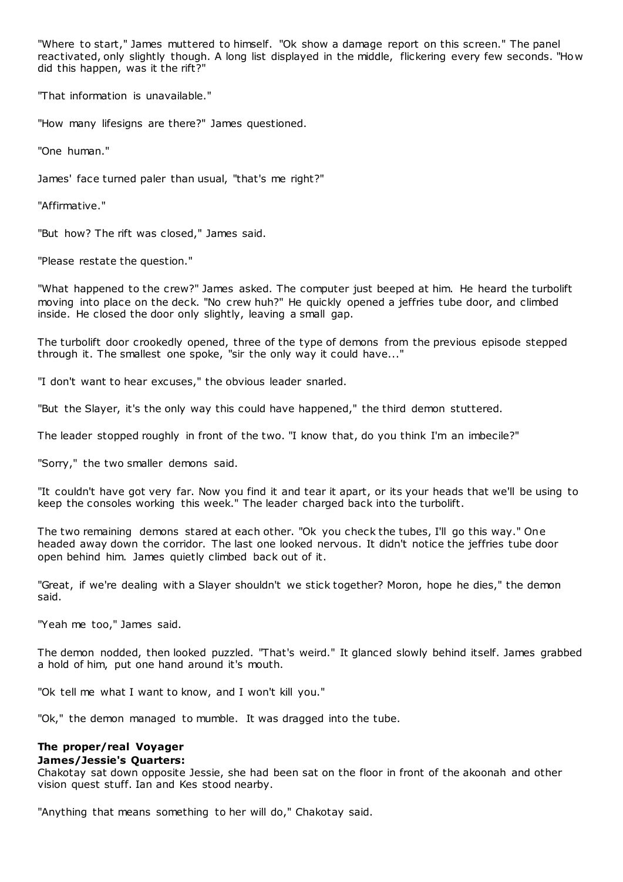"Where to start," James muttered to himself. "Ok show a damage report on this screen." The panel reactivated, only slightly though. A long list displayed in the middle, flickering every few seconds. "How did this happen, was it the rift?"

"That information is unavailable."

"How many lifesigns are there?" James questioned.

"One human."

James' face turned paler than usual, "that's me right?"

"Affirmative."

"But how? The rift was closed," James said.

"Please restate the question."

"What happened to the crew?" James asked. The computer just beeped at him. He heard the turbolift moving into place on the deck. "No crew huh?" He quickly opened a jeffries tube door, and climbed inside. He closed the door only slightly, leaving a small gap.

The turbolift door crookedly opened, three of the type of demons from the previous episode stepped through it. The smallest one spoke, "sir the only way it could have..."

"I don't want to hear excuses," the obvious leader snarled.

"But the Slayer, it's the only way this could have happened," the third demon stuttered.

The leader stopped roughly in front of the two. "I know that, do you think I'm an imbecile?"

"Sorry," the two smaller demons said.

"It couldn't have got very far. Now you find it and tear it apart, or its your heads that we'll be using to keep the consoles working this week." The leader charged back into the turbolift.

The two remaining demons stared at each other. "Ok you check the tubes, I'll go this way." One headed away down the corridor. The last one looked nervous. It didn't notice the jeffries tube door open behind him. James quietly climbed back out of it.

"Great, if we're dealing with a Slayer shouldn't we stick together? Moron, hope he dies," the demon said.

"Yeah me too," James said.

The demon nodded, then looked puzzled. "That's weird." It glanced slowly behind itself. James grabbed a hold of him, put one hand around it's mouth.

"Ok tell me what I want to know, and I won't kill you."

"Ok," the demon managed to mumble. It was dragged into the tube.

**The proper/real Voyager**
**James/Jessie's Quarters:**
Chakotay sat down opposite Jessie, she had been sat on the floor in front of the akoonah and other vision quest stuff. Ian and Kes stood nearby.

"Anything that means something to her will do," Chakotay said.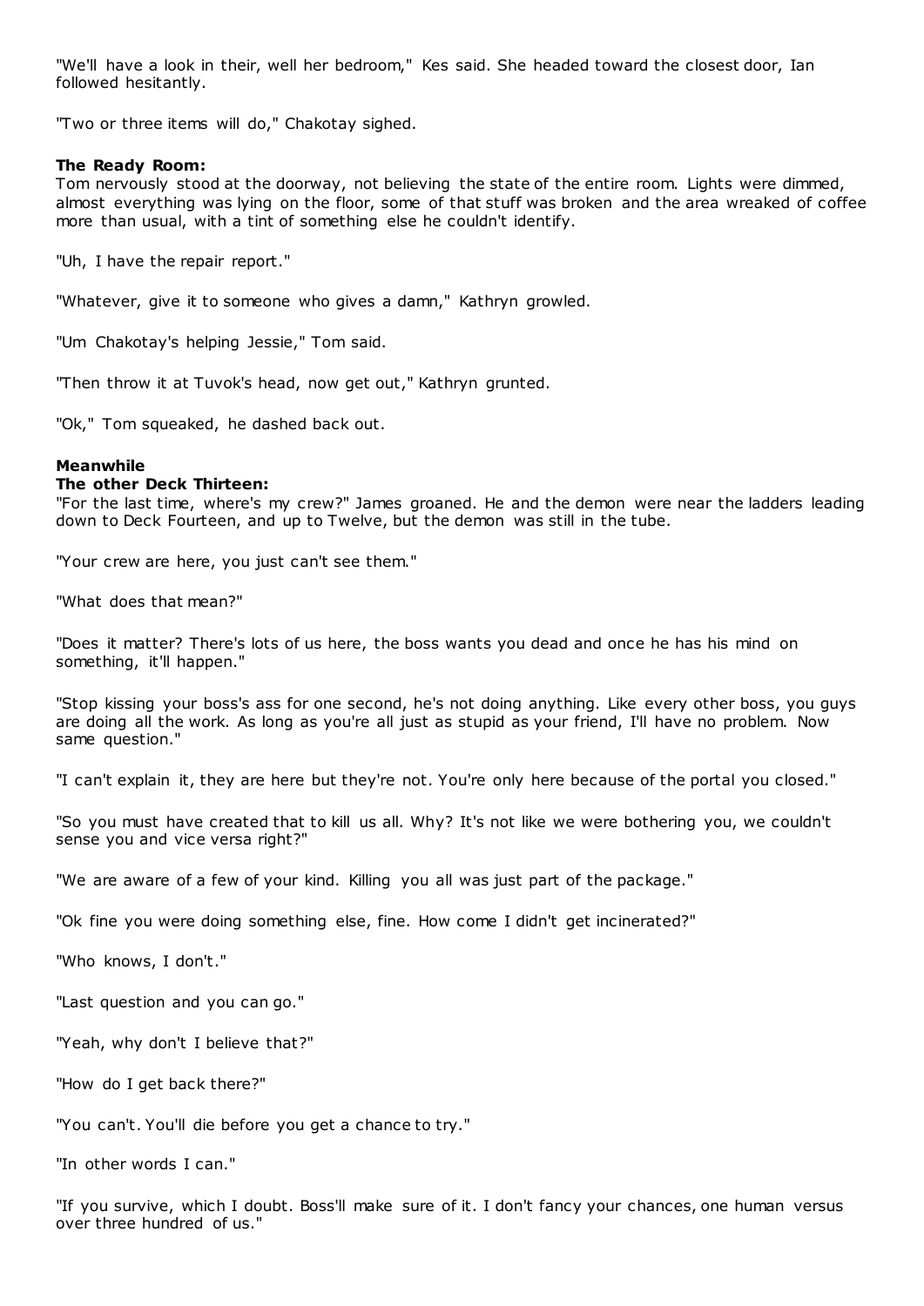"We'll have a look in their, well her bedroom," Kes said. She headed toward the closest door, Ian followed hesitantly.

"Two or three items will do," Chakotay sighed.

**The Ready Room:**
Tom nervously stood at the doorway, not believing the state of the entire room. Lights were dimmed, almost everything was lying on the floor, some of that stuff was broken and the area wreaked of coffee more than usual, with a tint of something else he couldn't identify.

"Uh, I have the repair report."

"Whatever, give it to someone who gives a damn," Kathryn growled.

"Um Chakotay's helping Jessie," Tom said.

"Then throw it at Tuvok's head, now get out," Kathryn grunted.

"Ok," Tom squeaked, he dashed back out.

**Meanwhile**
**The other Deck Thirteen:**
"For the last time, where's my crew?" James groaned. He and the demon were near the ladders leading down to Deck Fourteen, and up to Twelve, but the demon was still in the tube.

"Your crew are here, you just can't see them."

"What does that mean?"

"Does it matter? There's lots of us here, the boss wants you dead and once he has his mind on something, it'll happen."

"Stop kissing your boss's ass for one second, he's not doing anything. Like every other boss, you guys are doing all the work. As long as you're all just as stupid as your friend, I'll have no problem. Now same question."

"I can't explain it, they are here but they're not. You're only here because of the portal you closed."

"So you must have created that to kill us all. Why? It's not like we were bothering you, we couldn't sense you and vice versa right?"

"We are aware of a few of your kind. Killing you all was just part of the package."

"Ok fine you were doing something else, fine. How come I didn't get incinerated?"

"Who knows, I don't."

"Last question and you can go."

"Yeah, why don't I believe that?"

"How do I get back there?"

"You can't. You'll die before you get a chance to try."

"In other words I can."

"If you survive, which I doubt. Boss'll make sure of it. I don't fancy your chances, one human versus over three hundred of us."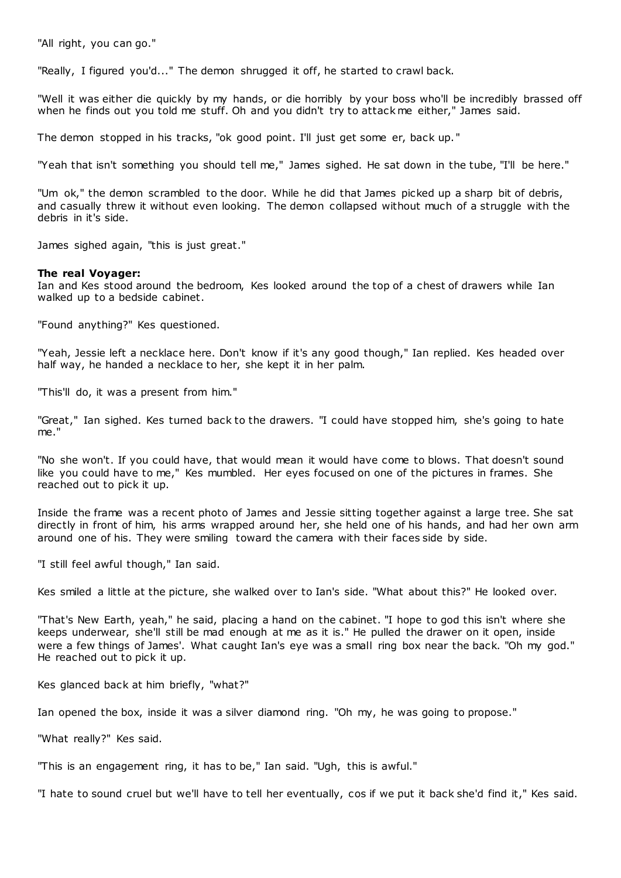"All right, you can go."

"Really, I figured you'd..." The demon shrugged it off, he started to crawl back.

"Well it was either die quickly by my hands, or die horribly by your boss who'll be incredibly brassed off when he finds out you told me stuff. Oh and you didn't try to attack me either," James said.

The demon stopped in his tracks, "ok good point. I'll just get some er, back up."

"Yeah that isn't something you should tell me," James sighed. He sat down in the tube, "I'll be here."

"Um ok," the demon scrambled to the door. While he did that James picked up a sharp bit of debris, and casually threw it without even looking. The demon collapsed without much of a struggle with the debris in it's side.

James sighed again, "this is just great."

**The real Voyager:**
Ian and Kes stood around the bedroom, Kes looked around the top of a chest of drawers while Ian walked up to a bedside cabinet.

"Found anything?" Kes questioned.

"Yeah, Jessie left a necklace here. Don't know if it's any good though," Ian replied. Kes headed over half way, he handed a necklace to her, she kept it in her palm.

"This'll do, it was a present from him."

"Great," Ian sighed. Kes turned back to the drawers. "I could have stopped him, she's going to hate me."

"No she won't. If you could have, that would mean it would have come to blows. That doesn't sound like you could have to me," Kes mumbled. Her eyes focused on one of the pictures in frames. She reached out to pick it up.

Inside the frame was a recent photo of James and Jessie sitting together against a large tree. She sat directly in front of him, his arms wrapped around her, she held one of his hands, and had her own arm around one of his. They were smiling toward the camera with their faces side by side.

"I still feel awful though," Ian said.

Kes smiled a little at the picture, she walked over to Ian's side. "What about this?" He looked over.

"That's New Earth, yeah," he said, placing a hand on the cabinet. "I hope to god this isn't where she keeps underwear, she'll still be mad enough at me as it is." He pulled the drawer on it open, inside were a few things of James'. What caught Ian's eye was a small ring box near the back. "Oh my god." He reached out to pick it up.

Kes glanced back at him briefly, "what?"

Ian opened the box, inside it was a silver diamond ring. "Oh my, he was going to propose."

"What really?" Kes said.

"This is an engagement ring, it has to be," Ian said. "Ugh, this is awful."

"I hate to sound cruel but we'll have to tell her eventually, cos if we put it back she'd find it," Kes said.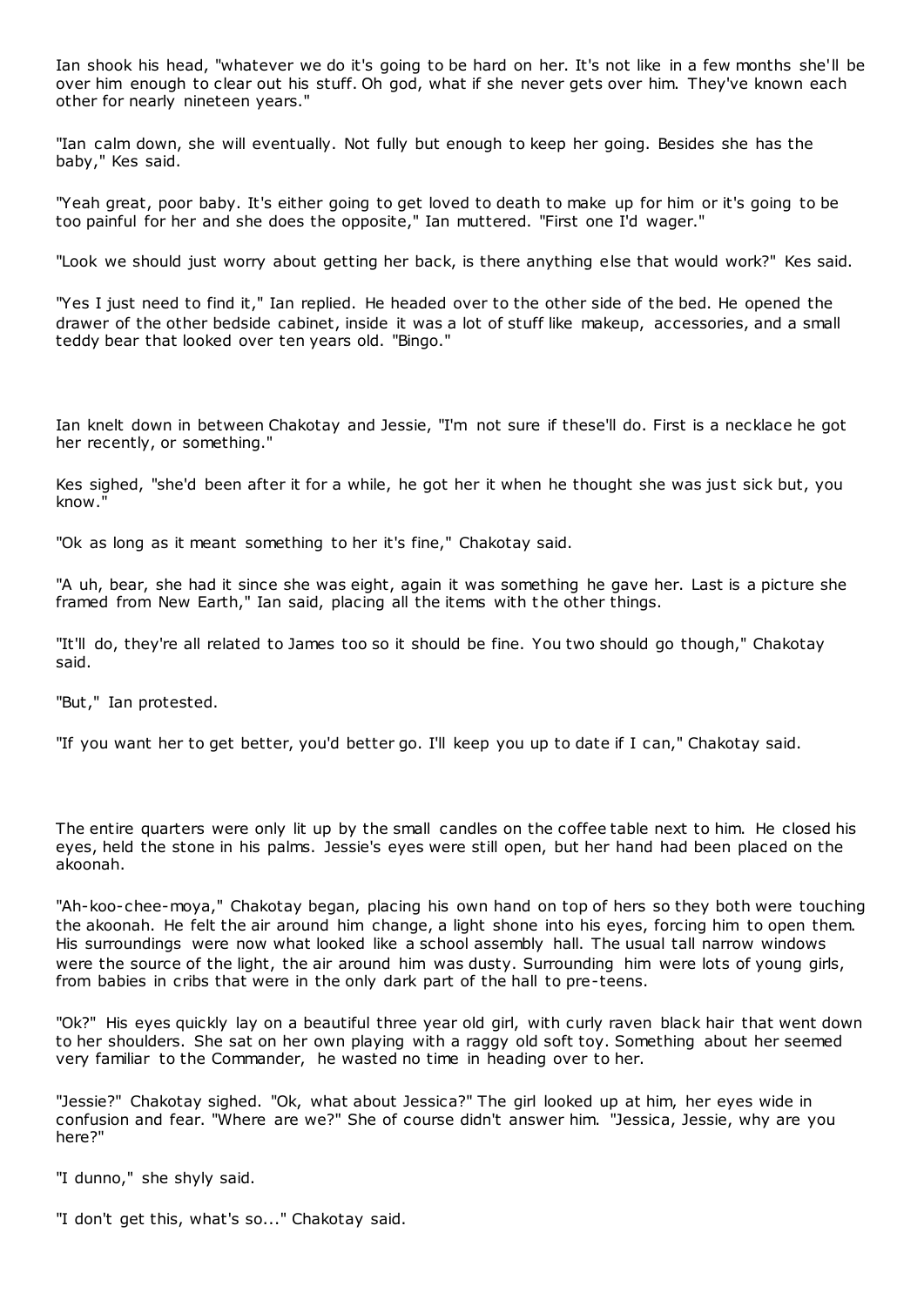Ian shook his head, "whatever we do it's going to be hard on her. It's not like in a few months she'll be over him enough to clear out his stuff. Oh god, what if she never gets over him. They've known each other for nearly nineteen years."

"Ian calm down, she will eventually. Not fully but enough to keep her going. Besides she has the baby," Kes said.

"Yeah great, poor baby. It's either going to get loved to death to make up for him or it's going to be too painful for her and she does the opposite," Ian muttered. "First one I'd wager."

"Look we should just worry about getting her back, is there anything else that would work?" Kes said.

"Yes I just need to find it," Ian replied. He headed over to the other side of the bed. He opened the drawer of the other bedside cabinet, inside it was a lot of stuff like makeup, accessories, and a small teddy bear that looked over ten years old. "Bingo."

Ian knelt down in between Chakotay and Jessie, "I'm not sure if these'll do. First is a necklace he got her recently, or something."

Kes sighed, "she'd been after it for a while, he got her it when he thought she was just sick but, you know."

"Ok as long as it meant something to her it's fine," Chakotay said.

"A uh, bear, she had it since she was eight, again it was something he gave her. Last is a picture she framed from New Earth," Ian said, placing all the items with the other things.

"It'll do, they're all related to James too so it should be fine. You two should go though," Chakotay said.

"But," Ian protested.

"If you want her to get better, you'd better go. I'll keep you up to date if I can," Chakotay said.

The entire quarters were only lit up by the small candles on the coffee table next to him. He closed his eyes, held the stone in his palms. Jessie's eyes were still open, but her hand had been placed on the akoonah.

"Ah-koo-chee-moya," Chakotay began, placing his own hand on top of hers so they both were touching the akoonah. He felt the air around him change, a light shone into his eyes, forcing him to open them. His surroundings were now what looked like a school assembly hall. The usual tall narrow windows were the source of the light, the air around him was dusty. Surrounding him were lots of young girls, from babies in cribs that were in the only dark part of the hall to pre-teens.

"Ok?" His eyes quickly lay on a beautiful three year old girl, with curly raven black hair that went down to her shoulders. She sat on her own playing with a raggy old soft toy. Something about her seemed very familiar to the Commander, he wasted no time in heading over to her.

"Jessie?" Chakotay sighed. "Ok, what about Jessica?" The girl looked up at him, her eyes wide in confusion and fear. "Where are we?" She of course didn't answer him. "Jessica, Jessie, why are you here?"

"I dunno," she shyly said.

"I don't get this, what's so..." Chakotay said.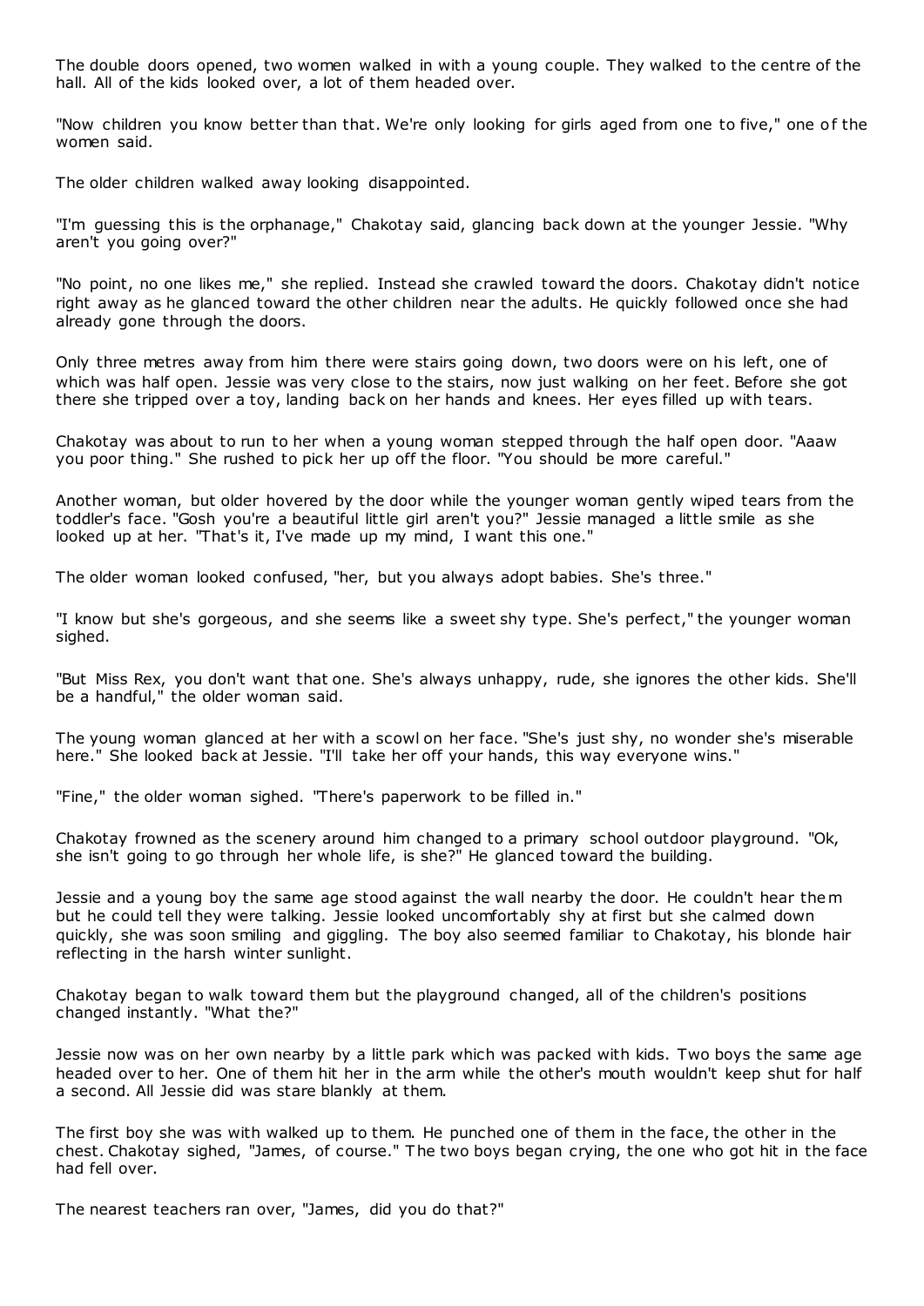The double doors opened, two women walked in with a young couple. They walked to the centre of the hall. All of the kids looked over, a lot of them headed over.

"Now children you know better than that. We're only looking for girls aged from one to five," one of the women said.

The older children walked away looking disappointed.

"I'm guessing this is the orphanage," Chakotay said, glancing back down at the younger Jessie. "Why aren't you going over?"

"No point, no one likes me," she replied. Instead she crawled toward the doors. Chakotay didn't notice right away as he glanced toward the other children near the adults. He quickly followed once she had already gone through the doors.

Only three metres away from him there were stairs going down, two doors were on his left, one of which was half open. Jessie was very close to the stairs, now just walking on her feet. Before she got there she tripped over a toy, landing back on her hands and knees. Her eyes filled up with tears.

Chakotay was about to run to her when a young woman stepped through the half open door. "Aaaw you poor thing." She rushed to pick her up off the floor. "You should be more careful."

Another woman, but older hovered by the door while the younger woman gently wiped tears from the toddler's face. "Gosh you're a beautiful little girl aren't you?" Jessie managed a little smile as she looked up at her. "That's it, I've made up my mind, I want this one."

The older woman looked confused, "her, but you always adopt babies. She's three."

"I know but she's gorgeous, and she seems like a sweet shy type. She's perfect," the younger woman sighed.

"But Miss Rex, you don't want that one. She's always unhappy, rude, she ignores the other kids. She'll be a handful," the older woman said.

The young woman glanced at her with a scowl on her face. "She's just shy, no wonder she's miserable here." She looked back at Jessie. "I'll take her off your hands, this way everyone wins."

"Fine," the older woman sighed. "There's paperwork to be filled in."

Chakotay frowned as the scenery around him changed to a primary school outdoor playground. "Ok, she isn't going to go through her whole life, is she?" He glanced toward the building.

Jessie and a young boy the same age stood against the wall nearby the door. He couldn't hear them but he could tell they were talking. Jessie looked uncomfortably shy at first but she calmed down quickly, she was soon smiling and giggling. The boy also seemed familiar to Chakotay, his blonde hair reflecting in the harsh winter sunlight.

Chakotay began to walk toward them but the playground changed, all of the children's positions changed instantly. "What the?"

Jessie now was on her own nearby by a little park which was packed with kids. Two boys the same age headed over to her. One of them hit her in the arm while the other's mouth wouldn't keep shut for half a second. All Jessie did was stare blankly at them.

The first boy she was with walked up to them. He punched one of them in the face, the other in the chest. Chakotay sighed, "James, of course." The two boys began crying, the one who got hit in the face had fell over.

The nearest teachers ran over, "James, did you do that?"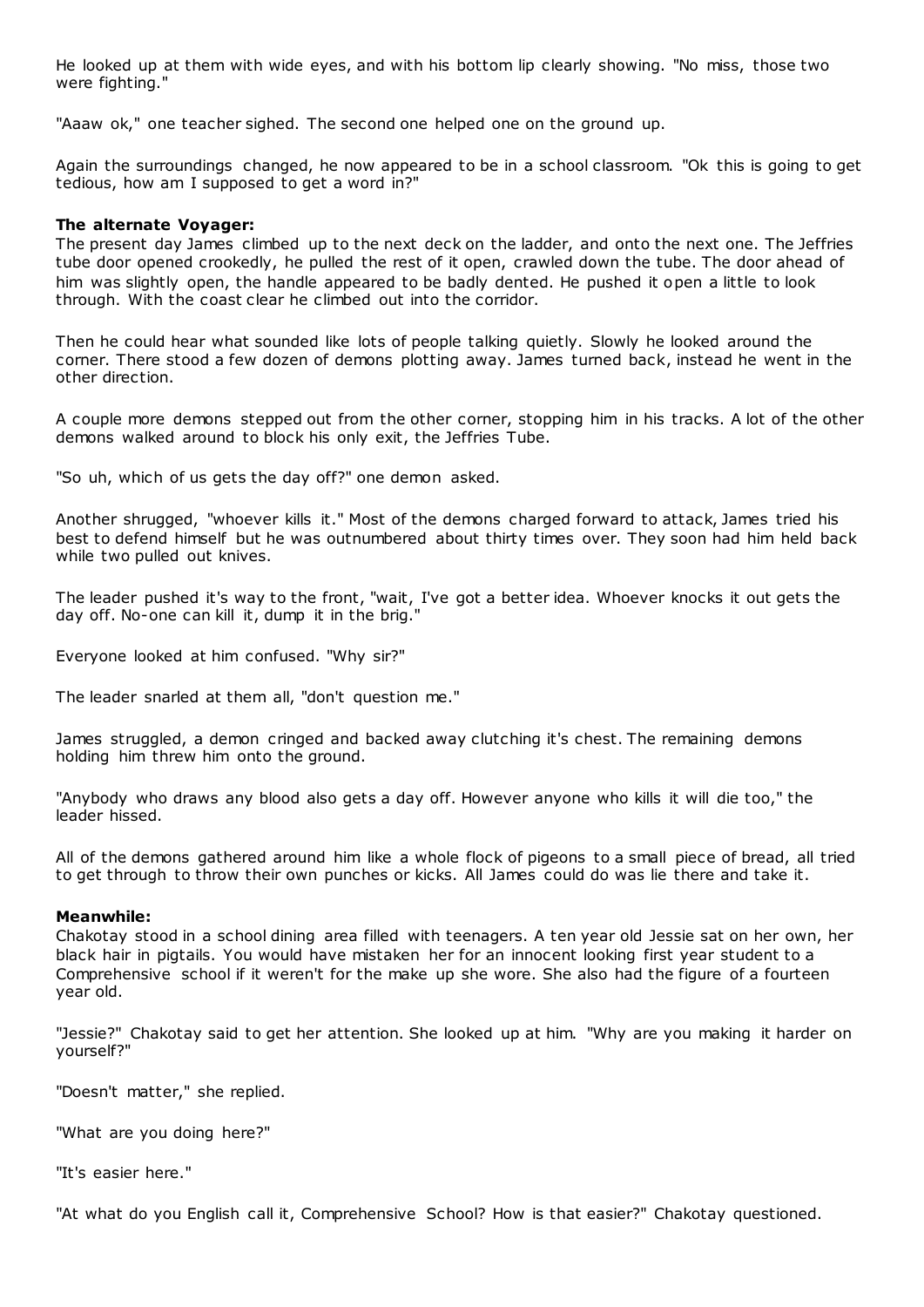He looked up at them with wide eyes, and with his bottom lip clearly showing. "No miss, those two were fighting."

"Aaaw ok," one teacher sighed. The second one helped one on the ground up.

Again the surroundings changed, he now appeared to be in a school classroom. "Ok this is going to get tedious, how am I supposed to get a word in?"

**The alternate Voyager:**
The present day James climbed up to the next deck on the ladder, and onto the next one. The Jeffries tube door opened crookedly, he pulled the rest of it open, crawled down the tube. The door ahead of him was slightly open, the handle appeared to be badly dented. He pushed it open a little to look through. With the coast clear he climbed out into the corridor.

Then he could hear what sounded like lots of people talking quietly. Slowly he looked around the corner. There stood a few dozen of demons plotting away. James turned back, instead he went in the other direction.

A couple more demons stepped out from the other corner, stopping him in his tracks. A lot of the other demons walked around to block his only exit, the Jeffries Tube.

"So uh, which of us gets the day off?" one demon asked.

Another shrugged, "whoever kills it." Most of the demons charged forward to attack, James tried his best to defend himself but he was outnumbered about thirty times over. They soon had him held back while two pulled out knives.

The leader pushed it's way to the front, "wait, I've got a better idea. Whoever knocks it out gets the day off. No-one can kill it, dump it in the brig."

Everyone looked at him confused. "Why sir?"

The leader snarled at them all, "don't question me."

James struggled, a demon cringed and backed away clutching it's chest. The remaining demons holding him threw him onto the ground.

"Anybody who draws any blood also gets a day off. However anyone who kills it will die too," the leader hissed.

All of the demons gathered around him like a whole flock of pigeons to a small piece of bread, all tried to get through to throw their own punches or kicks. All James could do was lie there and take it.

**Meanwhile:**
Chakotay stood in a school dining area filled with teenagers. A ten year old Jessie sat on her own, her black hair in pigtails. You would have mistaken her for an innocent looking first year student to a Comprehensive school if it weren't for the make up she wore. She also had the figure of a fourteen year old.

"Jessie?" Chakotay said to get her attention. She looked up at him. "Why are you making it harder on yourself?"

"Doesn't matter," she replied.

"What are you doing here?"

"It's easier here."

"At what do you English call it, Comprehensive School? How is that easier?" Chakotay questioned.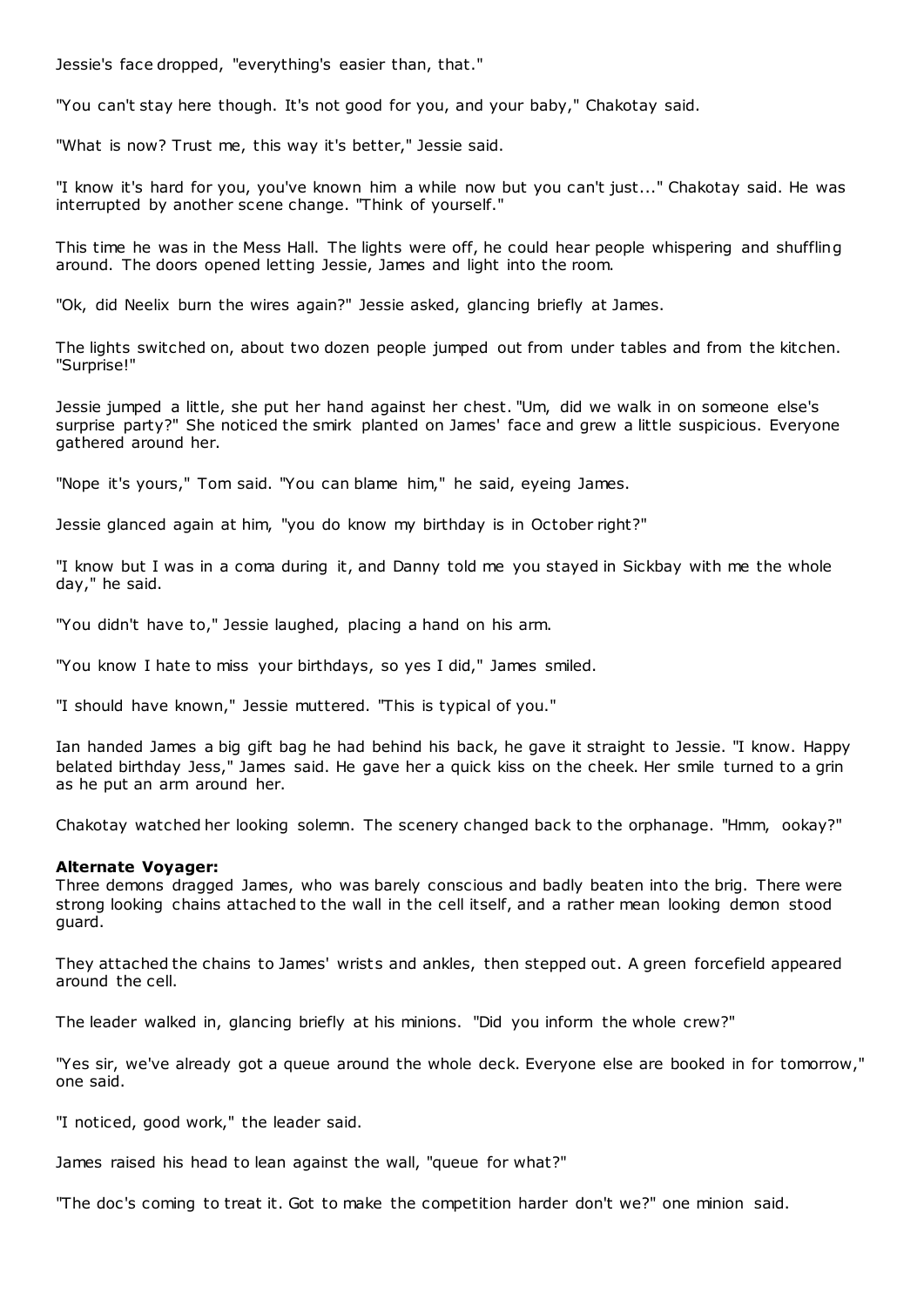Jessie's face dropped, "everything's easier than, that."

"You can't stay here though. It's not good for you, and your baby," Chakotay said.

"What is now? Trust me, this way it's better," Jessie said.

"I know it's hard for you, you've known him a while now but you can't just..." Chakotay said. He was interrupted by another scene change. "Think of yourself."

This time he was in the Mess Hall. The lights were off, he could hear people whispering and shuffling around. The doors opened letting Jessie, James and light into the room.

"Ok, did Neelix burn the wires again?" Jessie asked, glancing briefly at James.

The lights switched on, about two dozen people jumped out from under tables and from the kitchen. "Surprise!"

Jessie jumped a little, she put her hand against her chest. "Um, did we walk in on someone else's surprise party?" She noticed the smirk planted on James' face and grew a little suspicious. Everyone gathered around her.

"Nope it's yours," Tom said. "You can blame him," he said, eyeing James.

Jessie glanced again at him, "you do know my birthday is in October right?"

"I know but I was in a coma during it, and Danny told me you stayed in Sickbay with me the whole day," he said.

"You didn't have to," Jessie laughed, placing a hand on his arm.

"You know I hate to miss your birthdays, so yes I did," James smiled.

"I should have known," Jessie muttered. "This is typical of you."

Ian handed James a big gift bag he had behind his back, he gave it straight to Jessie. "I know. Happy belated birthday Jess," James said. He gave her a quick kiss on the cheek. Her smile turned to a grin as he put an arm around her.

Chakotay watched her looking solemn. The scenery changed back to the orphanage. "Hmm, ookay?"

**Alternate Voyager:**

Three demons dragged James, who was barely conscious and badly beaten into the brig. There were strong looking chains attached to the wall in the cell itself, and a rather mean looking demon stood guard.

They attached the chains to James' wrists and ankles, then stepped out. A green forcefield appeared around the cell.

The leader walked in, glancing briefly at his minions. "Did you inform the whole crew?"

"Yes sir, we've already got a queue around the whole deck. Everyone else are booked in for tomorrow," one said.

"I noticed, good work," the leader said.

James raised his head to lean against the wall, "queue for what?"

"The doc's coming to treat it. Got to make the competition harder don't we?" one minion said.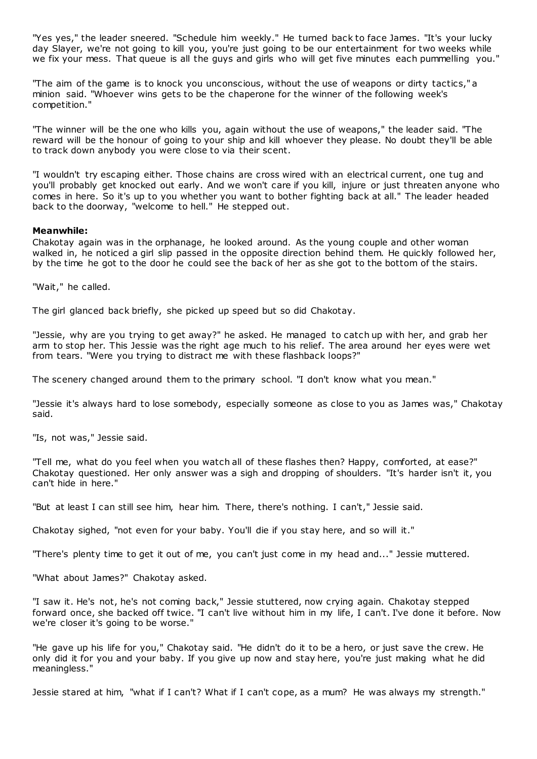"Yes yes," the leader sneered. "Schedule him weekly." He turned back to face James. "It's your lucky day Slayer, we're not going to kill you, you're just going to be our entertainment for two weeks while we fix your mess. That queue is all the guys and girls who will get five minutes each pummelling you."

"The aim of the game is to knock you unconscious, without the use of weapons or dirty tactics," a minion said. "Whoever wins gets to be the chaperone for the winner of the following week's competition."

"The winner will be the one who kills you, again without the use of weapons," the leader said. "The reward will be the honour of going to your ship and kill whoever they please. No doubt they'll be able to track down anybody you were close to via their scent.

"I wouldn't try escaping either. Those chains are cross wired with an electrical current, one tug and you'll probably get knocked out early. And we won't care if you kill, injure or just threaten anyone who comes in here. So it's up to you whether you want to bother fighting back at all." The leader headed back to the doorway, "welcome to hell." He stepped out.

**Meanwhile:**
Chakotay again was in the orphanage, he looked around. As the young couple and other woman walked in, he noticed a girl slip passed in the opposite direction behind them. He quickly followed her, by the time he got to the door he could see the back of her as she got to the bottom of the stairs.

"Wait," he called.

The girl glanced back briefly, she picked up speed but so did Chakotay.

"Jessie, why are you trying to get away?" he asked. He managed to catch up with her, and grab her arm to stop her. This Jessie was the right age much to his relief. The area around her eyes were wet from tears. "Were you trying to distract me with these flashback loops?"

The scenery changed around them to the primary school. "I don't know what you mean."

"Jessie it's always hard to lose somebody, especially someone as close to you as James was," Chakotay said.

"Is, not was," Jessie said.

"Tell me, what do you feel when you watch all of these flashes then? Happy, comforted, at ease?" Chakotay questioned. Her only answer was a sigh and dropping of shoulders. "It's harder isn't it, you can't hide in here."

"But at least I can still see him, hear him. There, there's nothing. I can't," Jessie said.

Chakotay sighed, "not even for your baby. You'll die if you stay here, and so will it."

"There's plenty time to get it out of me, you can't just come in my head and..." Jessie muttered.

"What about James?" Chakotay asked.

"I saw it. He's not, he's not coming back," Jessie stuttered, now crying again. Chakotay stepped forward once, she backed off twice. "I can't live without him in my life, I can't. I've done it before. Now we're closer it's going to be worse."

"He gave up his life for you," Chakotay said. "He didn't do it to be a hero, or just save the crew. He only did it for you and your baby. If you give up now and stay here, you're just making what he did meaningless."

Jessie stared at him, "what if I can't? What if I can't cope, as a mum? He was always my strength."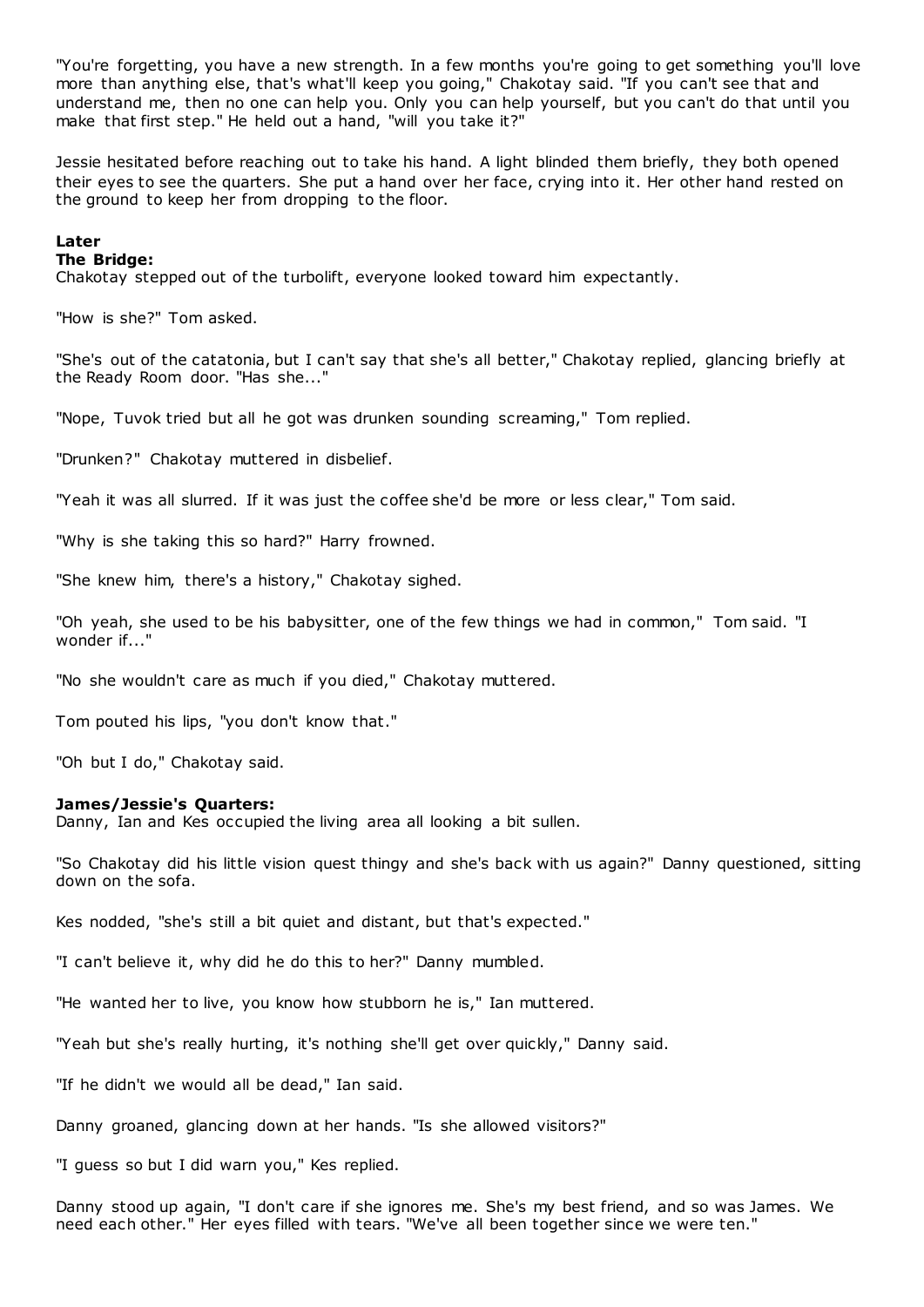"You're forgetting, you have a new strength. In a few months you're going to get something you'll love more than anything else, that's what'll keep you going," Chakotay said. "If you can't see that and understand me, then no one can help you. Only you can help yourself, but you can't do that until you make that first step." He held out a hand, "will you take it?"

Jessie hesitated before reaching out to take his hand. A light blinded them briefly, they both opened their eyes to see the quarters. She put a hand over her face, crying into it. Her other hand rested on the ground to keep her from dropping to the floor.

**Later**
**The Bridge:**
Chakotay stepped out of the turbolift, everyone looked toward him expectantly.

"How is she?" Tom asked.

"She's out of the catatonia, but I can't say that she's all better," Chakotay replied, glancing briefly at the Ready Room door. "Has she..."

"Nope, Tuvok tried but all he got was drunken sounding screaming," Tom replied.

"Drunken?" Chakotay muttered in disbelief.

"Yeah it was all slurred. If it was just the coffee she'd be more or less clear," Tom said.

"Why is she taking this so hard?" Harry frowned.

"She knew him, there's a history," Chakotay sighed.

"Oh yeah, she used to be his babysitter, one of the few things we had in common," Tom said. "I wonder if..."

"No she wouldn't care as much if you died," Chakotay muttered.

Tom pouted his lips, "you don't know that."

"Oh but I do," Chakotay said.

**James/Jessie's Quarters:**
Danny, Ian and Kes occupied the living area all looking a bit sullen.

"So Chakotay did his little vision quest thingy and she's back with us again?" Danny questioned, sitting down on the sofa.

Kes nodded, "she's still a bit quiet and distant, but that's expected."

"I can't believe it, why did he do this to her?" Danny mumbled.

"He wanted her to live, you know how stubborn he is," Ian muttered.

"Yeah but she's really hurting, it's nothing she'll get over quickly," Danny said.

"If he didn't we would all be dead," Ian said.

Danny groaned, glancing down at her hands. "Is she allowed visitors?"

"I guess so but I did warn you," Kes replied.

Danny stood up again, "I don't care if she ignores me. She's my best friend, and so was James. We need each other." Her eyes filled with tears. "We've all been together since we were ten."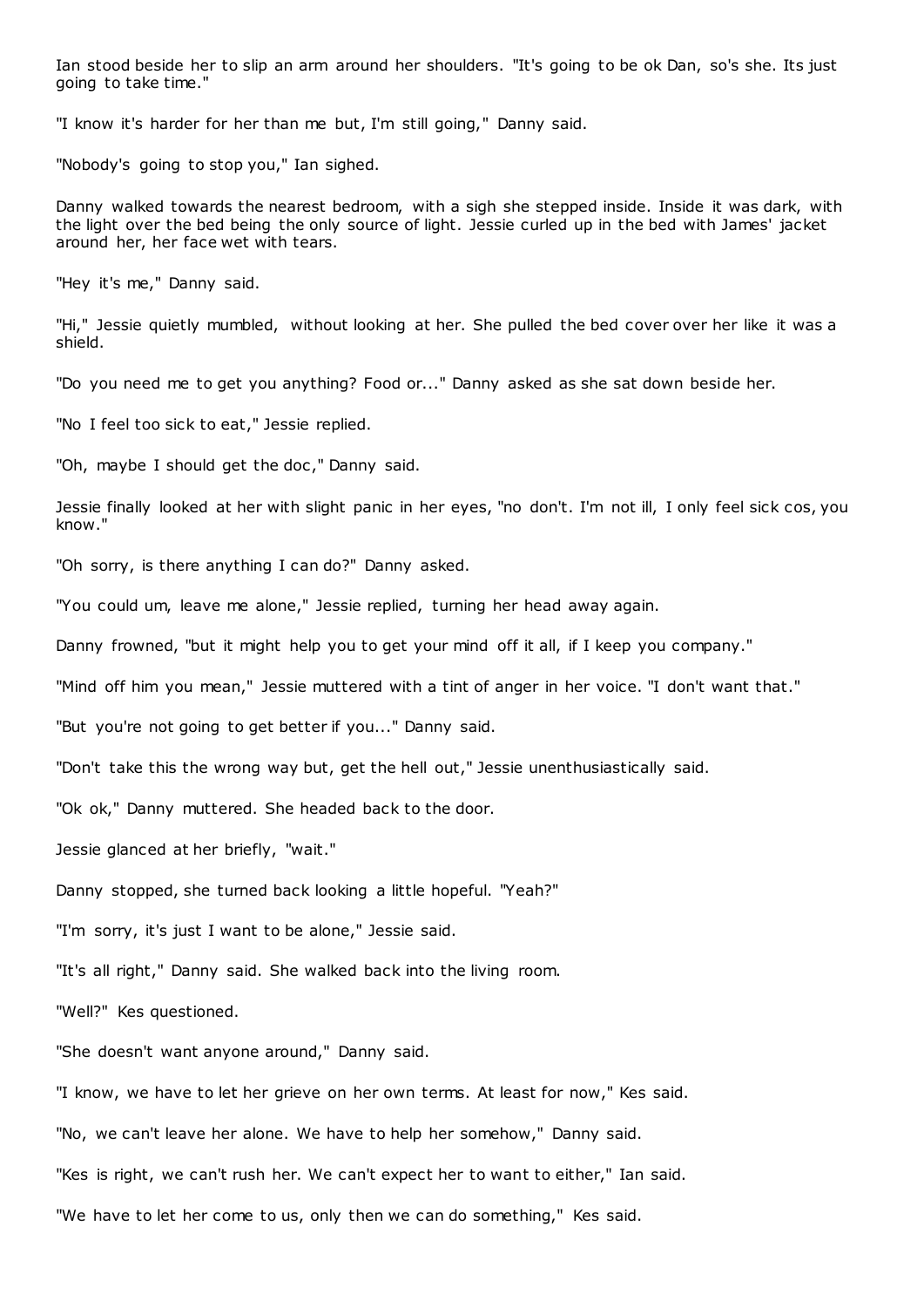Ian stood beside her to slip an arm around her shoulders. "It's going to be ok Dan, so's she. Its just going to take time."

"I know it's harder for her than me but, I'm still going," Danny said.

"Nobody's going to stop you," Ian sighed.

Danny walked towards the nearest bedroom, with a sigh she stepped inside. Inside it was dark, with the light over the bed being the only source of light. Jessie curled up in the bed with James' jacket around her, her face wet with tears.

"Hey it's me," Danny said.

"Hi," Jessie quietly mumbled, without looking at her. She pulled the bed cover over her like it was a shield.

"Do you need me to get you anything? Food or..." Danny asked as she sat down beside her.

"No I feel too sick to eat," Jessie replied.

"Oh, maybe I should get the doc," Danny said.

Jessie finally looked at her with slight panic in her eyes, "no don't. I'm not ill, I only feel sick cos, you know."

"Oh sorry, is there anything I can do?" Danny asked.

"You could um, leave me alone," Jessie replied, turning her head away again.

Danny frowned, "but it might help you to get your mind off it all, if I keep you company."

"Mind off him you mean," Jessie muttered with a tint of anger in her voice. "I don't want that."

"But you're not going to get better if you..." Danny said.

"Don't take this the wrong way but, get the hell out," Jessie unenthusiastically said.

"Ok ok," Danny muttered. She headed back to the door.

Jessie glanced at her briefly, "wait."

Danny stopped, she turned back looking a little hopeful. "Yeah?"

"I'm sorry, it's just I want to be alone," Jessie said.

"It's all right," Danny said. She walked back into the living room.

"Well?" Kes questioned.

"She doesn't want anyone around," Danny said.

"I know, we have to let her grieve on her own terms. At least for now," Kes said.

"No, we can't leave her alone. We have to help her somehow," Danny said.

"Kes is right, we can't rush her. We can't expect her to want to either," Ian said.

"We have to let her come to us, only then we can do something," Kes said.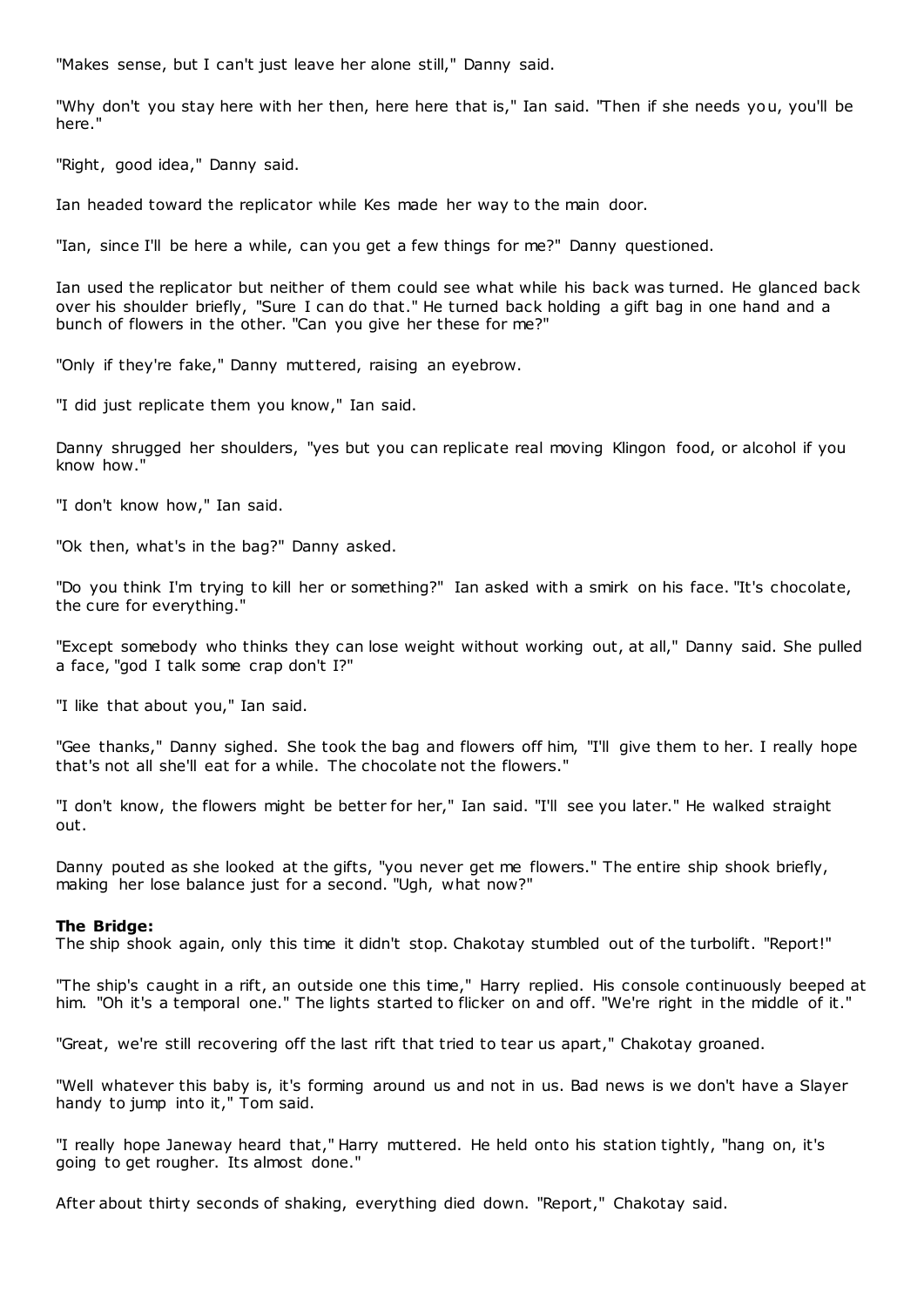"Makes sense, but I can't just leave her alone still," Danny said.

"Why don't you stay here with her then, here here that is," Ian said. "Then if she needs you, you'll be here."

"Right, good idea," Danny said.

Ian headed toward the replicator while Kes made her way to the main door.

"Ian, since I'll be here a while, can you get a few things for me?" Danny questioned.

Ian used the replicator but neither of them could see what while his back was turned. He glanced back over his shoulder briefly, "Sure I can do that." He turned back holding a gift bag in one hand and a bunch of flowers in the other. "Can you give her these for me?"

"Only if they're fake," Danny muttered, raising an eyebrow.

"I did just replicate them you know," Ian said.

Danny shrugged her shoulders, "yes but you can replicate real moving Klingon food, or alcohol if you know how."

"I don't know how," Ian said.

"Ok then, what's in the bag?" Danny asked.

"Do you think I'm trying to kill her or something?" Ian asked with a smirk on his face. "It's chocolate, the cure for everything."

"Except somebody who thinks they can lose weight without working out, at all," Danny said. She pulled a face, "god I talk some crap don't I?"

"I like that about you," Ian said.

"Gee thanks," Danny sighed. She took the bag and flowers off him, "I'll give them to her. I really hope that's not all she'll eat for a while. The chocolate not the flowers."

"I don't know, the flowers might be better for her," Ian said. "I'll see you later." He walked straight out.

Danny pouted as she looked at the gifts, "you never get me flowers." The entire ship shook briefly, making her lose balance just for a second. "Ugh, what now?"

**The Bridge:**
The ship shook again, only this time it didn't stop. Chakotay stumbled out of the turbolift. "Report!"

"The ship's caught in a rift, an outside one this time," Harry replied. His console continuously beeped at him. "Oh it's a temporal one." The lights started to flicker on and off. "We're right in the middle of it."

"Great, we're still recovering off the last rift that tried to tear us apart," Chakotay groaned.

"Well whatever this baby is, it's forming around us and not in us. Bad news is we don't have a Slayer handy to jump into it," Tom said.

"I really hope Janeway heard that," Harry muttered. He held onto his station tightly, "hang on, it's going to get rougher. Its almost done."

After about thirty seconds of shaking, everything died down. "Report," Chakotay said.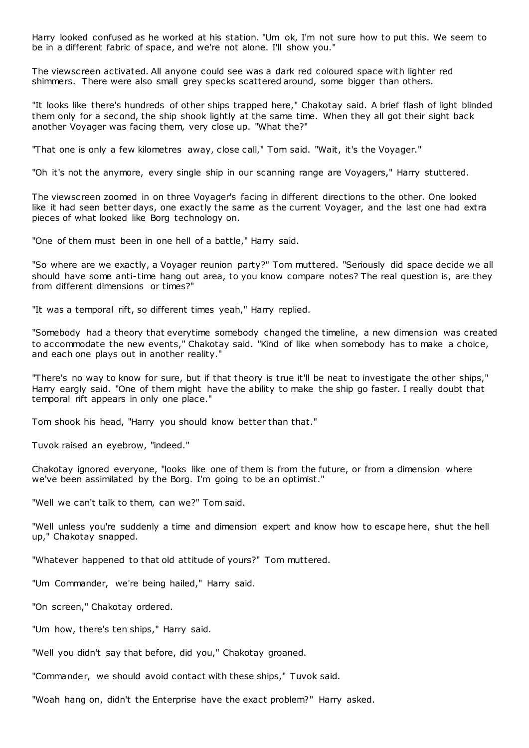Harry looked confused as he worked at his station. "Um ok, I'm not sure how to put this. We seem to be in a different fabric of space, and we're not alone. I'll show you."

The viewscreen activated. All anyone could see was a dark red coloured space with lighter red shimmers. There were also small grey specks scattered around, some bigger than others.

"It looks like there's hundreds of other ships trapped here," Chakotay said. A brief flash of light blinded them only for a second, the ship shook lightly at the same time. When they all got their sight back another Voyager was facing them, very close up. "What the?"

"That one is only a few kilometres away, close call," Tom said. "Wait, it's the Voyager."

"Oh it's not the anymore, every single ship in our scanning range are Voyagers," Harry stuttered.

The viewscreen zoomed in on three Voyager's facing in different directions to the other. One looked like it had seen better days, one exactly the same as the current Voyager, and the last one had extra pieces of what looked like Borg technology on.

"One of them must been in one hell of a battle," Harry said.

"So where are we exactly, a Voyager reunion party?" Tom muttered. "Seriously did space decide we all should have some anti-time hang out area, to you know compare notes? The real question is, are they from different dimensions or times?"

"It was a temporal rift, so different times yeah," Harry replied.

"Somebody had a theory that everytime somebody changed the timeline, a new dimension was created to accommodate the new events," Chakotay said. "Kind of like when somebody has to make a choice, and each one plays out in another reality."

"There's no way to know for sure, but if that theory is true it'll be neat to investigate the other ships," Harry eargly said. "One of them might have the ability to make the ship go faster. I really doubt that temporal rift appears in only one place."

Tom shook his head, "Harry you should know better than that."

Tuvok raised an eyebrow, "indeed."

Chakotay ignored everyone, "looks like one of them is from the future, or from a dimension where we've been assimilated by the Borg. I'm going to be an optimist."

"Well we can't talk to them, can we?" Tom said.

"Well unless you're suddenly a time and dimension expert and know how to escape here, shut the hell up," Chakotay snapped.

"Whatever happened to that old attitude of yours?" Tom muttered.

"Um Commander, we're being hailed," Harry said.

"On screen," Chakotay ordered.

"Um how, there's ten ships," Harry said.

"Well you didn't say that before, did you," Chakotay groaned.

"Commander, we should avoid contact with these ships," Tuvok said.

"Woah hang on, didn't the Enterprise have the exact problem?" Harry asked.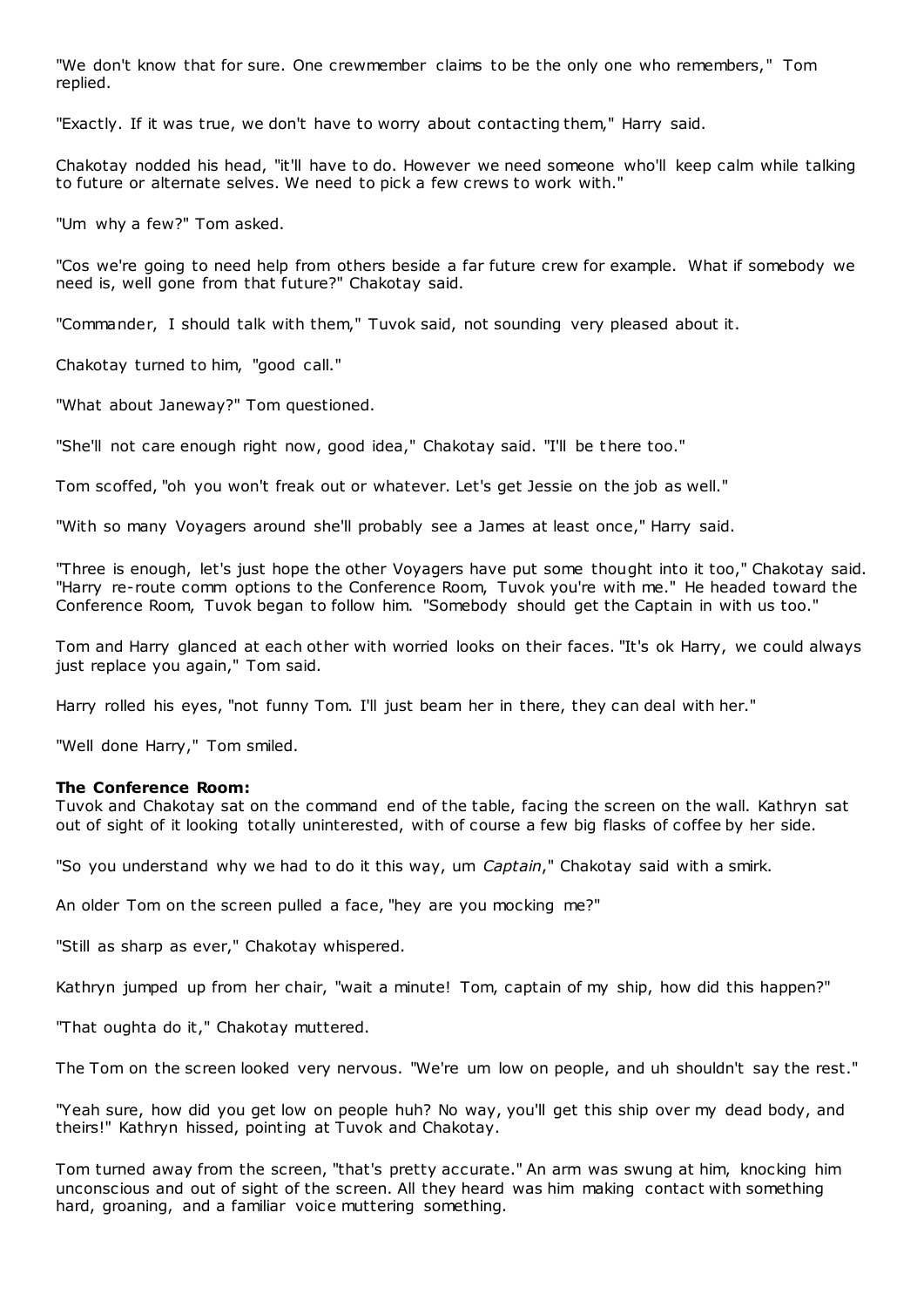"We don't know that for sure. One crewmember claims to be the only one who remembers," Tom replied.

"Exactly. If it was true, we don't have to worry about contacting them," Harry said.

Chakotay nodded his head, "it'll have to do. However we need someone who'll keep calm while talking to future or alternate selves. We need to pick a few crews to work with."

"Um why a few?" Tom asked.

"Cos we're going to need help from others beside a far future crew for example. What if somebody we need is, well gone from that future?" Chakotay said.

"Commander, I should talk with them," Tuvok said, not sounding very pleased about it.

Chakotay turned to him, "good call."

"What about Janeway?" Tom questioned.

"She'll not care enough right now, good idea," Chakotay said. "I'll be there too."

Tom scoffed, "oh you won't freak out or whatever. Let's get Jessie on the job as well."

"With so many Voyagers around she'll probably see a James at least once," Harry said.

"Three is enough, let's just hope the other Voyagers have put some thought into it too," Chakotay said. "Harry re-route comm options to the Conference Room, Tuvok you're with me." He headed toward the Conference Room, Tuvok began to follow him. "Somebody should get the Captain in with us too."

Tom and Harry glanced at each other with worried looks on their faces. "It's ok Harry, we could always just replace you again," Tom said.

Harry rolled his eyes, "not funny Tom. I'll just beam her in there, they can deal with her."

"Well done Harry," Tom smiled.

**The Conference Room:**
Tuvok and Chakotay sat on the command end of the table, facing the screen on the wall. Kathryn sat out of sight of it looking totally uninterested, with of course a few big flasks of coffee by her side.

"So you understand why we had to do it this way, um *Captain*," Chakotay said with a smirk.

An older Tom on the screen pulled a face, "hey are you mocking me?"

"Still as sharp as ever," Chakotay whispered.

Kathryn jumped up from her chair, "wait a minute! Tom, captain of my ship, how did this happen?"

"That oughta do it," Chakotay muttered.

The Tom on the screen looked very nervous. "We're um low on people, and uh shouldn't say the rest."

"Yeah sure, how did you get low on people huh? No way, you'll get this ship over my dead body, and theirs!" Kathryn hissed, pointing at Tuvok and Chakotay.

Tom turned away from the screen, "that's pretty accurate." An arm was swung at him, knocking him unconscious and out of sight of the screen. All they heard was him making contact with something hard, groaning, and a familiar voice muttering something.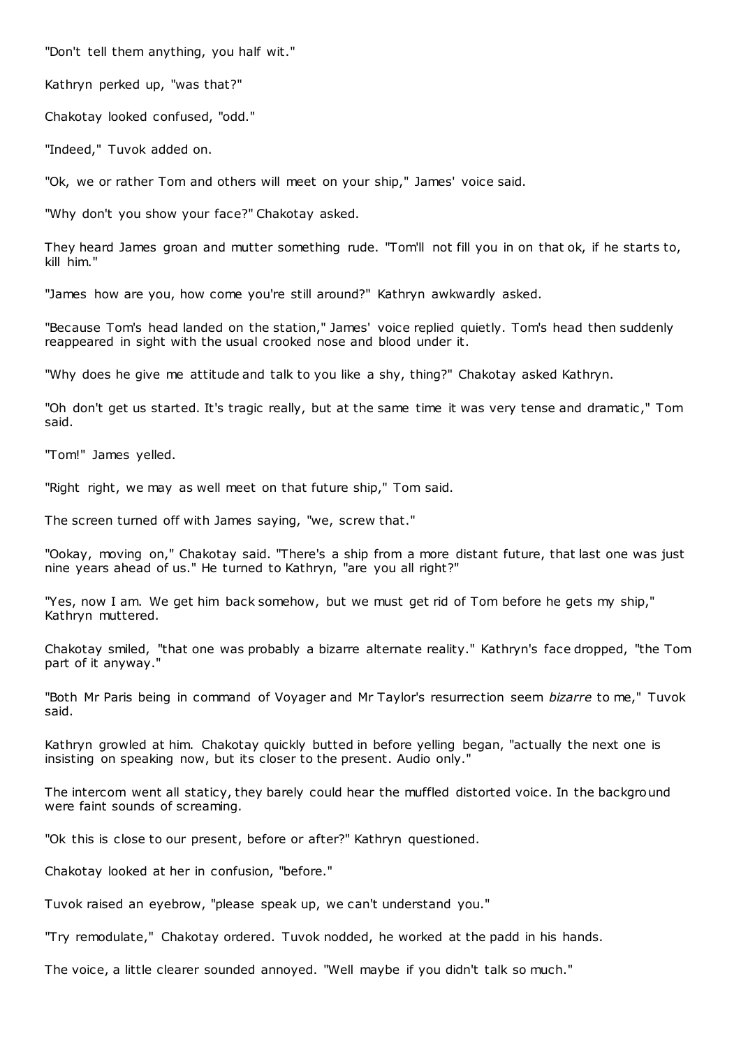"Don't tell them anything, you half wit."

Kathryn perked up, "was that?"

Chakotay looked confused, "odd."

"Indeed," Tuvok added on.

"Ok, we or rather Tom and others will meet on your ship," James' voice said.

"Why don't you show your face?" Chakotay asked.

They heard James groan and mutter something rude. "Tom'll not fill you in on that ok, if he starts to, kill him."

"James how are you, how come you're still around?" Kathryn awkwardly asked.

"Because Tom's head landed on the station," James' voice replied quietly. Tom's head then suddenly reappeared in sight with the usual crooked nose and blood under it.

"Why does he give me attitude and talk to you like a shy, thing?" Chakotay asked Kathryn.

"Oh don't get us started. It's tragic really, but at the same time it was very tense and dramatic," Tom said.

"Tom!" James yelled.

"Right right, we may as well meet on that future ship," Tom said.

The screen turned off with James saying, "we, screw that."

"Ookay, moving on," Chakotay said. "There's a ship from a more distant future, that last one was just nine years ahead of us." He turned to Kathryn, "are you all right?"

"Yes, now I am. We get him back somehow, but we must get rid of Tom before he gets my ship," Kathryn muttered.

Chakotay smiled, "that one was probably a bizarre alternate reality." Kathryn's face dropped, "the Tom part of it anyway."

"Both Mr Paris being in command of Voyager and Mr Taylor's resurrection seem *bizarre* to me," Tuvok said.

Kathryn growled at him. Chakotay quickly butted in before yelling began, "actually the next one is insisting on speaking now, but its closer to the present. Audio only."

The intercom went all staticy, they barely could hear the muffled distorted voice. In the background were faint sounds of screaming.

"Ok this is close to our present, before or after?" Kathryn questioned.

Chakotay looked at her in confusion, "before."

Tuvok raised an eyebrow, "please speak up, we can't understand you."

"Try remodulate," Chakotay ordered. Tuvok nodded, he worked at the padd in his hands.

The voice, a little clearer sounded annoyed. "Well maybe if you didn't talk so much."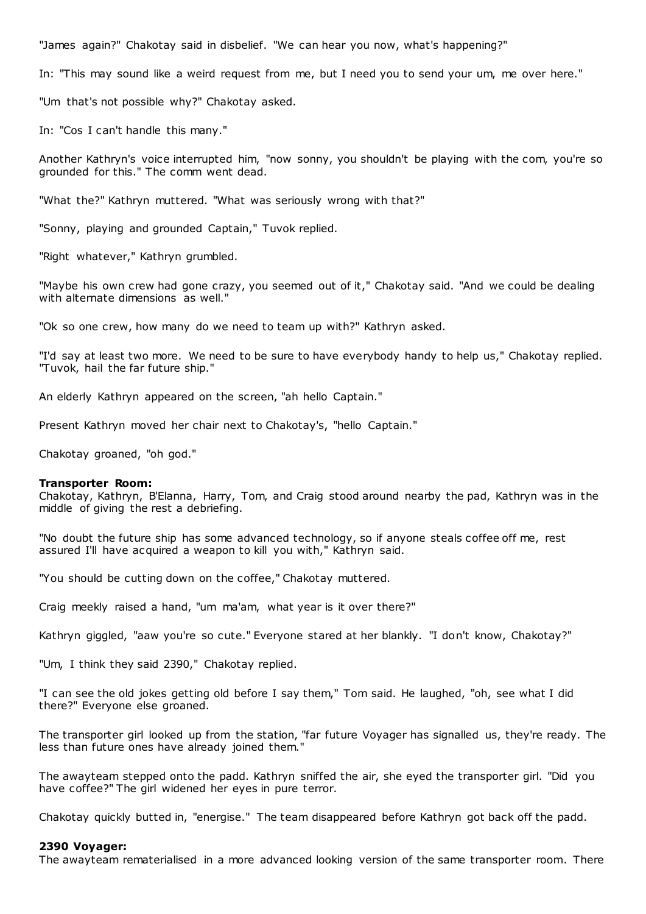"James again?" Chakotay said in disbelief. "We can hear you now, what's happening?"

In: "This may sound like a weird request from me, but I need you to send your um, me over here."

"Um that's not possible why?" Chakotay asked.

In: "Cos I can't handle this many."

Another Kathryn's voice interrupted him, "now sonny, you shouldn't be playing with the com, you're so grounded for this." The comm went dead.

"What the?" Kathryn muttered. "What was seriously wrong with that?"

"Sonny, playing and grounded Captain," Tuvok replied.

"Right whatever," Kathryn grumbled.

"Maybe his own crew had gone crazy, you seemed out of it," Chakotay said. "And we could be dealing with alternate dimensions as well."

"Ok so one crew, how many do we need to team up with?" Kathryn asked.

"I'd say at least two more. We need to be sure to have everybody handy to help us," Chakotay replied. "Tuvok, hail the far future ship."

An elderly Kathryn appeared on the screen, "ah hello Captain."

Present Kathryn moved her chair next to Chakotay's, "hello Captain."

Chakotay groaned, "oh god."

**Transporter Room:**
Chakotay, Kathryn, B'Elanna, Harry, Tom, and Craig stood around nearby the pad, Kathryn was in the middle of giving the rest a debriefing.

"No doubt the future ship has some advanced technology, so if anyone steals coffee off me, rest assured I'll have acquired a weapon to kill you with," Kathryn said.

"You should be cutting down on the coffee," Chakotay muttered.

Craig meekly raised a hand, "um ma'am, what year is it over there?"

Kathryn giggled, "aaw you're so cute." Everyone stared at her blankly. "I don't know, Chakotay?"

"Um, I think they said 2390," Chakotay replied.

"I can see the old jokes getting old before I say them," Tom said. He laughed, "oh, see what I did there?" Everyone else groaned.

The transporter girl looked up from the station, "far future Voyager has signalled us, they're ready. The less than future ones have already joined them."

The awayteam stepped onto the padd. Kathryn sniffed the air, she eyed the transporter girl. "Did you have coffee?" The girl widened her eyes in pure terror.

Chakotay quickly butted in, "energise." The team disappeared before Kathryn got back off the padd.

**2390 Voyager:**
The awayteam rematerialised in a more advanced looking version of the same transporter room. There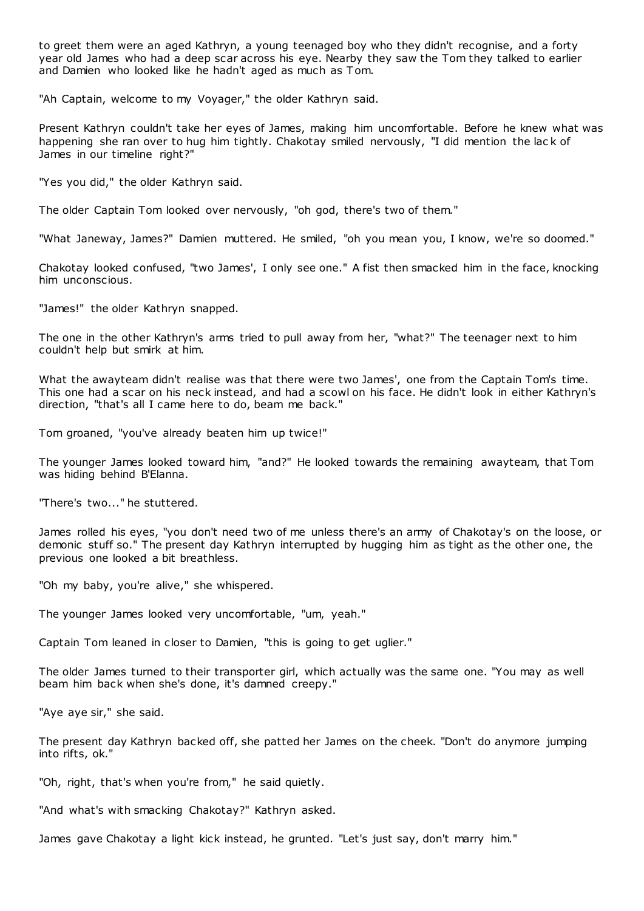to greet them were an aged Kathryn, a young teenaged boy who they didn't recognise, and a forty year old James who had a deep scar across his eye. Nearby they saw the Tom they talked to earlier and Damien who looked like he hadn't aged as much as Tom.

"Ah Captain, welcome to my Voyager," the older Kathryn said.

Present Kathryn couldn't take her eyes of James, making him uncomfortable. Before he knew what was happening she ran over to hug him tightly. Chakotay smiled nervously, "I did mention the lack of James in our timeline right?"

"Yes you did," the older Kathryn said.

The older Captain Tom looked over nervously, "oh god, there's two of them."

"What Janeway, James?" Damien muttered. He smiled, "oh you mean you, I know, we're so doomed."

Chakotay looked confused, "two James', I only see one." A fist then smacked him in the face, knocking him unconscious.

"James!" the older Kathryn snapped.

The one in the other Kathryn's arms tried to pull away from her, "what?" The teenager next to him couldn't help but smirk at him.

What the awayteam didn't realise was that there were two James', one from the Captain Tom's time. This one had a scar on his neck instead, and had a scowl on his face. He didn't look in either Kathryn's direction, "that's all I came here to do, beam me back."

Tom groaned, "you've already beaten him up twice!"

The younger James looked toward him, "and?" He looked towards the remaining awayteam, that Tom was hiding behind B'Elanna.

"There's two..." he stuttered.

James rolled his eyes, "you don't need two of me unless there's an army of Chakotay's on the loose, or demonic stuff so." The present day Kathryn interrupted by hugging him as tight as the other one, the previous one looked a bit breathless.

"Oh my baby, you're alive," she whispered.

The younger James looked very uncomfortable, "um, yeah."

Captain Tom leaned in closer to Damien, "this is going to get uglier."

The older James turned to their transporter girl, which actually was the same one. "You may as well beam him back when she's done, it's damned creepy."

"Aye aye sir," she said.

The present day Kathryn backed off, she patted her James on the cheek. "Don't do anymore jumping into rifts, ok."

"Oh, right, that's when you're from," he said quietly.

"And what's with smacking Chakotay?" Kathryn asked.

James gave Chakotay a light kick instead, he grunted. "Let's just say, don't marry him."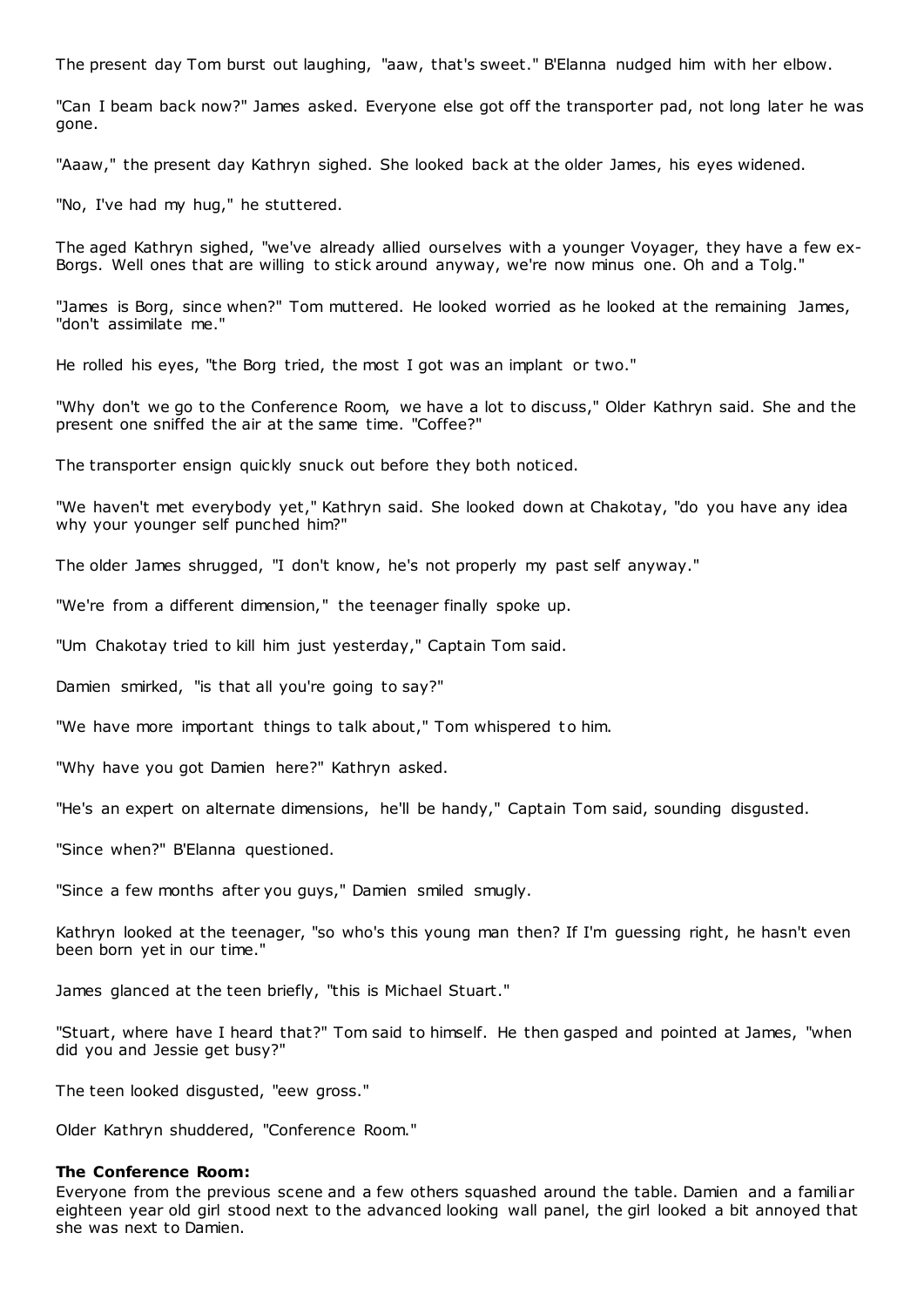The present day Tom burst out laughing, "aaw, that's sweet." B'Elanna nudged him with her elbow.

"Can I beam back now?" James asked. Everyone else got off the transporter pad, not long later he was gone.

"Aaaw," the present day Kathryn sighed. She looked back at the older James, his eyes widened.

"No, I've had my hug," he stuttered.

The aged Kathryn sighed, "we've already allied ourselves with a younger Voyager, they have a few ex-Borgs. Well ones that are willing to stick around anyway, we're now minus one. Oh and a Tolg."

"James is Borg, since when?" Tom muttered. He looked worried as he looked at the remaining James, "don't assimilate me."

He rolled his eyes, "the Borg tried, the most I got was an implant or two."

"Why don't we go to the Conference Room, we have a lot to discuss," Older Kathryn said. She and the present one sniffed the air at the same time. "Coffee?"

The transporter ensign quickly snuck out before they both noticed.

"We haven't met everybody yet," Kathryn said. She looked down at Chakotay, "do you have any idea why your younger self punched him?"

The older James shrugged, "I don't know, he's not properly my past self anyway."

"We're from a different dimension," the teenager finally spoke up.

"Um Chakotay tried to kill him just yesterday," Captain Tom said.

Damien smirked, "is that all you're going to say?"

"We have more important things to talk about," Tom whispered to him.

"Why have you got Damien here?" Kathryn asked.

"He's an expert on alternate dimensions, he'll be handy," Captain Tom said, sounding disgusted.

"Since when?" B'Elanna questioned.

"Since a few months after you guys," Damien smiled smugly.

Kathryn looked at the teenager, "so who's this young man then? If I'm guessing right, he hasn't even been born yet in our time."

James glanced at the teen briefly, "this is Michael Stuart."

"Stuart, where have I heard that?" Tom said to himself. He then gasped and pointed at James, "when did you and Jessie get busy?"

The teen looked disgusted, "eew gross."

Older Kathryn shuddered, "Conference Room."

**The Conference Room:**

Everyone from the previous scene and a few others squashed around the table. Damien and a familiar eighteen year old girl stood next to the advanced looking wall panel, the girl looked a bit annoyed that she was next to Damien.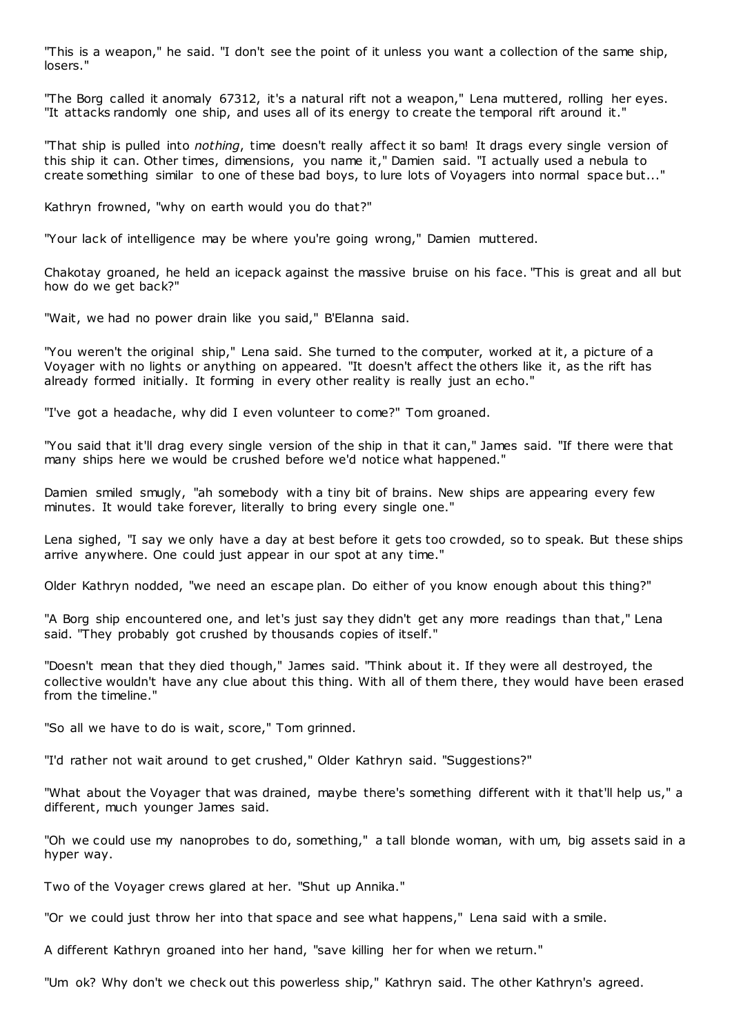"This is a weapon," he said. "I don't see the point of it unless you want a collection of the same ship, losers."

"The Borg called it anomaly 67312, it's a natural rift not a weapon," Lena muttered, rolling her eyes. "It attacks randomly one ship, and uses all of its energy to create the temporal rift around it."

"That ship is pulled into *nothing*, time doesn't really affect it so bam! It drags every single version of this ship it can. Other times, dimensions, you name it," Damien said. "I actually used a nebula to create something similar to one of these bad boys, to lure lots of Voyagers into normal space but..."

Kathryn frowned, "why on earth would you do that?"

"Your lack of intelligence may be where you're going wrong," Damien muttered.

Chakotay groaned, he held an icepack against the massive bruise on his face. "This is great and all but how do we get back?"

"Wait, we had no power drain like you said," B'Elanna said.

"You weren't the original ship," Lena said. She turned to the computer, worked at it, a picture of a Voyager with no lights or anything on appeared. "It doesn't affect the others like it, as the rift has already formed initially. It forming in every other reality is really just an echo."

"I've got a headache, why did I even volunteer to come?" Tom groaned.

"You said that it'll drag every single version of the ship in that it can," James said. "If there were that many ships here we would be crushed before we'd notice what happened."

Damien smiled smugly, "ah somebody with a tiny bit of brains. New ships are appearing every few minutes. It would take forever, literally to bring every single one."

Lena sighed, "I say we only have a day at best before it gets too crowded, so to speak. But these ships arrive anywhere. One could just appear in our spot at any time."

Older Kathryn nodded, "we need an escape plan. Do either of you know enough about this thing?"

"A Borg ship encountered one, and let's just say they didn't get any more readings than that," Lena said. "They probably got crushed by thousands copies of itself."

"Doesn't mean that they died though," James said. "Think about it. If they were all destroyed, the collective wouldn't have any clue about this thing. With all of them there, they would have been erased from the timeline."

"So all we have to do is wait, score," Tom grinned.

"I'd rather not wait around to get crushed," Older Kathryn said. "Suggestions?"

"What about the Voyager that was drained, maybe there's something different with it that'll help us," a different, much younger James said.

"Oh we could use my nanoprobes to do, something," a tall blonde woman, with um, big assets said in a hyper way.

Two of the Voyager crews glared at her. "Shut up Annika."

"Or we could just throw her into that space and see what happens," Lena said with a smile.

A different Kathryn groaned into her hand, "save killing her for when we return."

"Um ok? Why don't we check out this powerless ship," Kathryn said. The other Kathryn's agreed.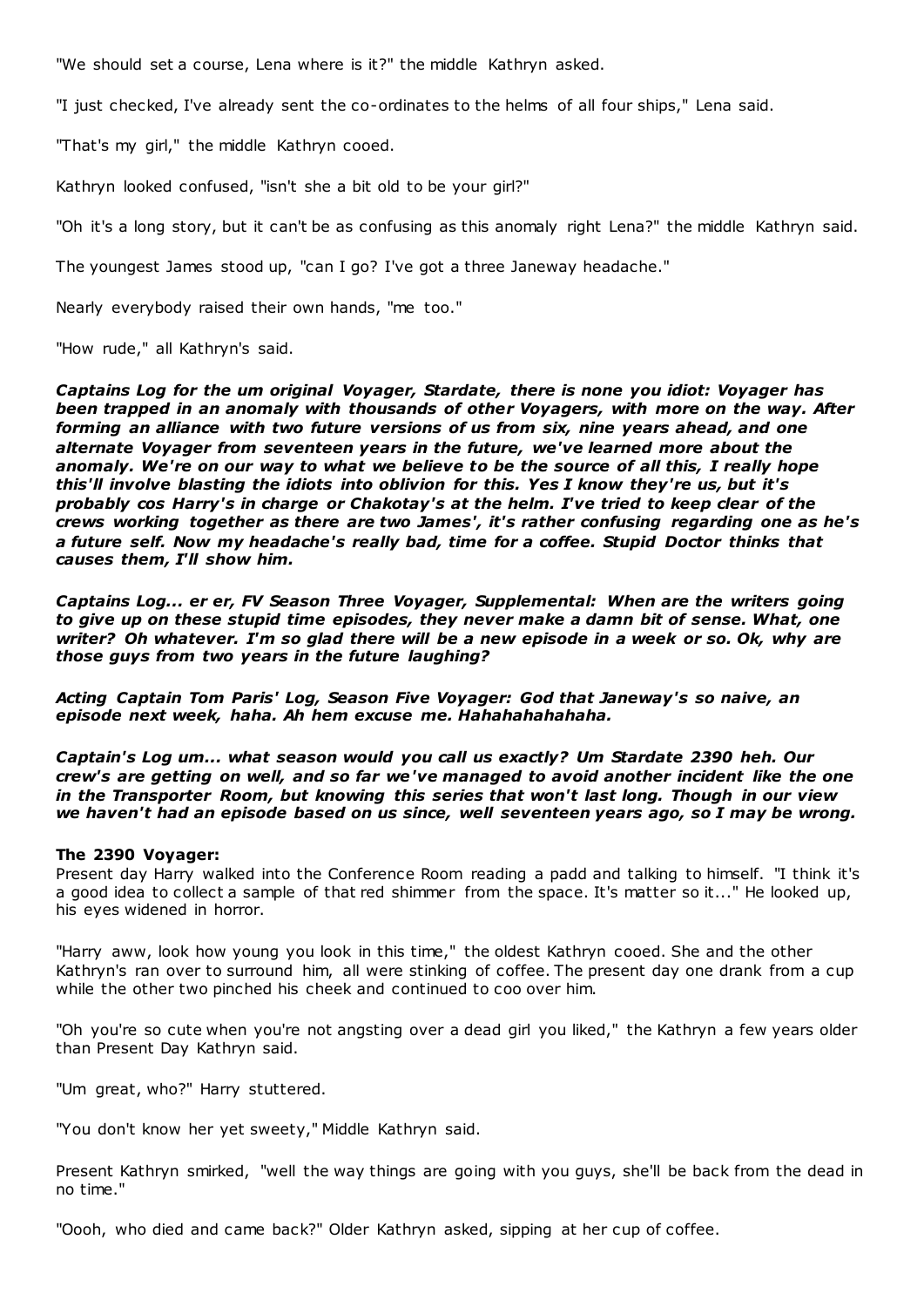"We should set a course, Lena where is it?" the middle Kathryn asked.

"I just checked, I've already sent the co-ordinates to the helms of all four ships," Lena said.

"That's my girl," the middle Kathryn cooed.

Kathryn looked confused, "isn't she a bit old to be your girl?"

"Oh it's a long story, but it can't be as confusing as this anomaly right Lena?" the middle Kathryn said.

The youngest James stood up, "can I go? I've got a three Janeway headache."

Nearly everybody raised their own hands, "me too."

"How rude," all Kathryn's said.

***Captains Log for the um original Voyager, Stardate, there is none you idiot: Voyager has been trapped in an anomaly with thousands of other Voyagers, with more on the way. After forming an alliance with two future versions of us from six, nine years ahead, and one alternate Voyager from seventeen years in the future, we've learned more about the anomaly. We're on our way to what we believe to be the source of all this, I really hope this'll involve blasting the idiots into oblivion for this. Yes I know they're us, but it's probably cos Harry's in charge or Chakotay's at the helm. I've tried to keep clear of the crews working together as there are two James', it's rather confusing regarding one as he's a future self. Now my headache's really bad, time for a coffee. Stupid Doctor thinks that causes them, I'll show him.***

***Captains Log... er er, FV Season Three Voyager, Supplemental: When are the writers going to give up on these stupid time episodes, they never make a damn bit of sense. What, one writer? Oh whatever. I'm so glad there will be a new episode in a week or so. Ok, why are those guys from two years in the future laughing?***

***Acting Captain Tom Paris' Log, Season Five Voyager: God that Janeway's so naive, an episode next week, haha. Ah hem excuse me. Hahahahahahaha.***

***Captain's Log um... what season would you call us exactly? Um Stardate 2390 heh. Our crew's are getting on well, and so far we've managed to avoid another incident like the one in the Transporter Room, but knowing this series that won't last long. Though in our view we haven't had an episode based on us since, well seventeen years ago, so I may be wrong.***

**The 2390 Voyager:**

Present day Harry walked into the Conference Room reading a padd and talking to himself. "I think it's a good idea to collect a sample of that red shimmer from the space. It's matter so it..." He looked up, his eyes widened in horror.

"Harry aww, look how young you look in this time," the oldest Kathryn cooed. She and the other Kathryn's ran over to surround him, all were stinking of coffee. The present day one drank from a cup while the other two pinched his cheek and continued to coo over him.

"Oh you're so cute when you're not angsting over a dead girl you liked," the Kathryn a few years older than Present Day Kathryn said.

"Um great, who?" Harry stuttered.

"You don't know her yet sweety," Middle Kathryn said.

Present Kathryn smirked, "well the way things are going with you guys, she'll be back from the dead in no time."

"Oooh, who died and came back?" Older Kathryn asked, sipping at her cup of coffee.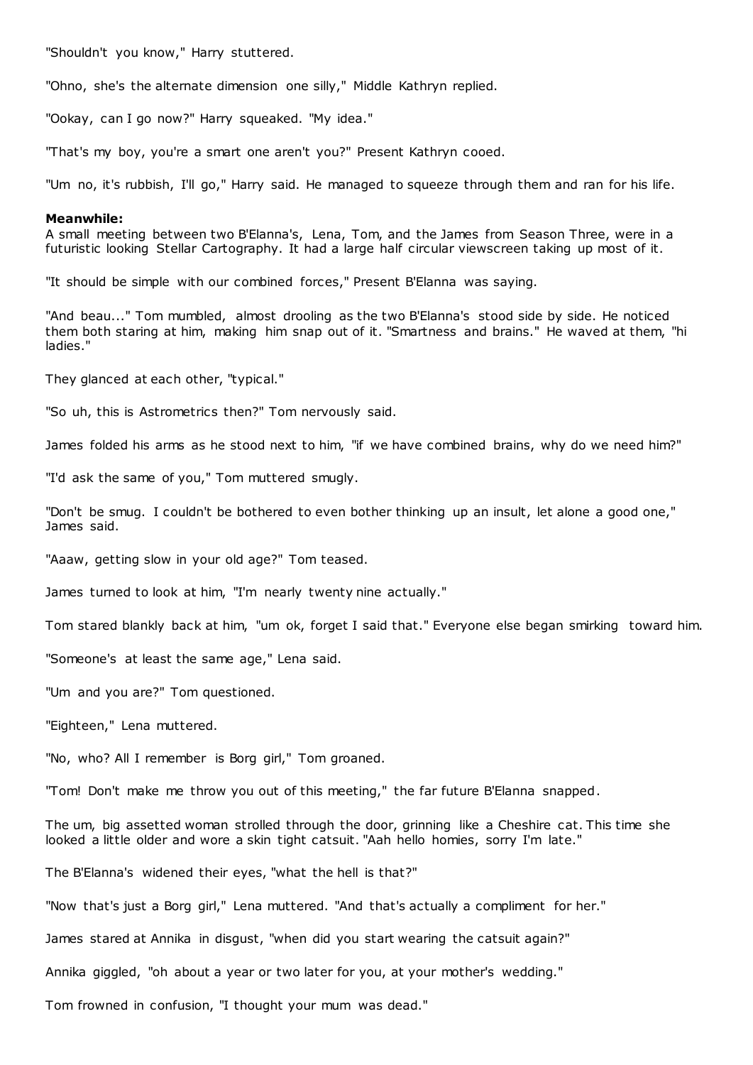"Shouldn't you know," Harry stuttered.

"Ohno, she's the alternate dimension one silly," Middle Kathryn replied.

"Ookay, can I go now?" Harry squeaked. "My idea."

"That's my boy, you're a smart one aren't you?" Present Kathryn cooed.

"Um no, it's rubbish, I'll go," Harry said. He managed to squeeze through them and ran for his life.

**Meanwhile:**
A small meeting between two B'Elanna's, Lena, Tom, and the James from Season Three, were in a futuristic looking Stellar Cartography. It had a large half circular viewscreen taking up most of it.

"It should be simple with our combined forces," Present B'Elanna was saying.

"And beau..." Tom mumbled, almost drooling as the two B'Elanna's stood side by side. He noticed them both staring at him, making him snap out of it. "Smartness and brains." He waved at them, "hi ladies."

They glanced at each other, "typical."

"So uh, this is Astrometrics then?" Tom nervously said.

James folded his arms as he stood next to him, "if we have combined brains, why do we need him?"

"I'd ask the same of you," Tom muttered smugly.

"Don't be smug. I couldn't be bothered to even bother thinking up an insult, let alone a good one," James said.

"Aaaw, getting slow in your old age?" Tom teased.

James turned to look at him, "I'm nearly twenty nine actually."

Tom stared blankly back at him, "um ok, forget I said that." Everyone else began smirking toward him.

"Someone's at least the same age," Lena said.

"Um and you are?" Tom questioned.

"Eighteen," Lena muttered.

"No, who? All I remember is Borg girl," Tom groaned.

"Tom! Don't make me throw you out of this meeting," the far future B'Elanna snapped.

The um, big assetted woman strolled through the door, grinning like a Cheshire cat. This time she looked a little older and wore a skin tight catsuit. "Aah hello homies, sorry I'm late."

The B'Elanna's widened their eyes, "what the hell is that?"

"Now that's just a Borg girl," Lena muttered. "And that's actually a compliment for her."

James stared at Annika in disgust, "when did you start wearing the catsuit again?"

Annika giggled, "oh about a year or two later for you, at your mother's wedding."

Tom frowned in confusion, "I thought your mum was dead."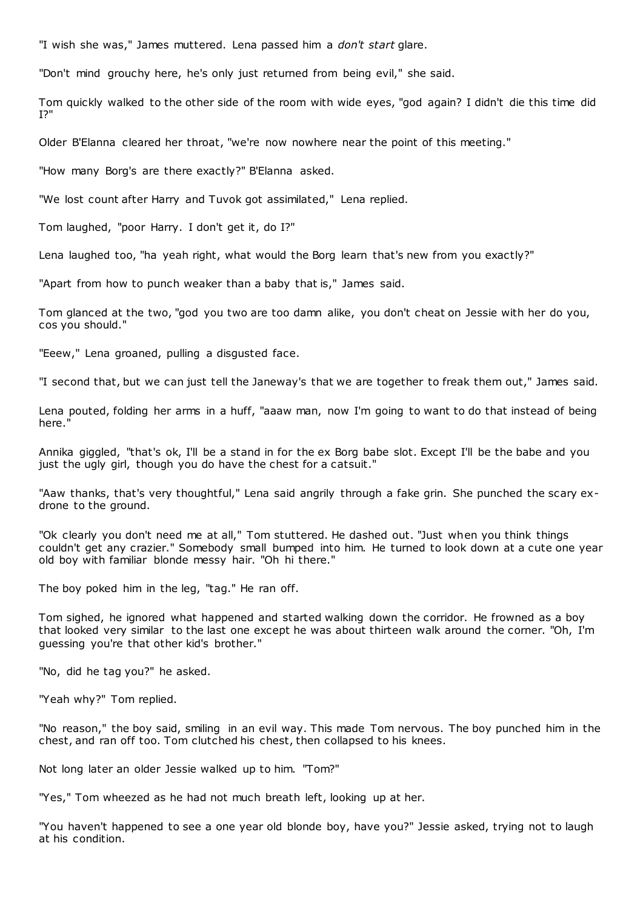"I wish she was," James muttered. Lena passed him a *don't start* glare.

"Don't mind grouchy here, he's only just returned from being evil," she said.

Tom quickly walked to the other side of the room with wide eyes, "god again? I didn't die this time did I?"

Older B'Elanna cleared her throat, "we're now nowhere near the point of this meeting."

"How many Borg's are there exactly?" B'Elanna asked.

"We lost count after Harry and Tuvok got assimilated," Lena replied.

Tom laughed, "poor Harry. I don't get it, do I?"

Lena laughed too, "ha yeah right, what would the Borg learn that's new from you exactly?"

"Apart from how to punch weaker than a baby that is," James said.

Tom glanced at the two, "god you two are too damn alike, you don't cheat on Jessie with her do you, cos you should."

"Eeew," Lena groaned, pulling a disgusted face.

"I second that, but we can just tell the Janeway's that we are together to freak them out," James said.

Lena pouted, folding her arms in a huff, "aaaw man, now I'm going to want to do that instead of being here."

Annika giggled, "that's ok, I'll be a stand in for the ex Borg babe slot. Except I'll be the babe and you just the ugly girl, though you do have the chest for a catsuit."

"Aaw thanks, that's very thoughtful," Lena said angrily through a fake grin. She punched the scary ex-drone to the ground.

"Ok clearly you don't need me at all," Tom stuttered. He dashed out. "Just when you think things couldn't get any crazier." Somebody small bumped into him. He turned to look down at a cute one year old boy with familiar blonde messy hair. "Oh hi there."

The boy poked him in the leg, "tag." He ran off.

Tom sighed, he ignored what happened and started walking down the corridor. He frowned as a boy that looked very similar to the last one except he was about thirteen walk around the corner. "Oh, I'm guessing you're that other kid's brother."

"No, did he tag you?" he asked.

"Yeah why?" Tom replied.

"No reason," the boy said, smiling in an evil way. This made Tom nervous. The boy punched him in the chest, and ran off too. Tom clutched his chest, then collapsed to his knees.

Not long later an older Jessie walked up to him. "Tom?"

"Yes," Tom wheezed as he had not much breath left, looking up at her.

"You haven't happened to see a one year old blonde boy, have you?" Jessie asked, trying not to laugh at his condition.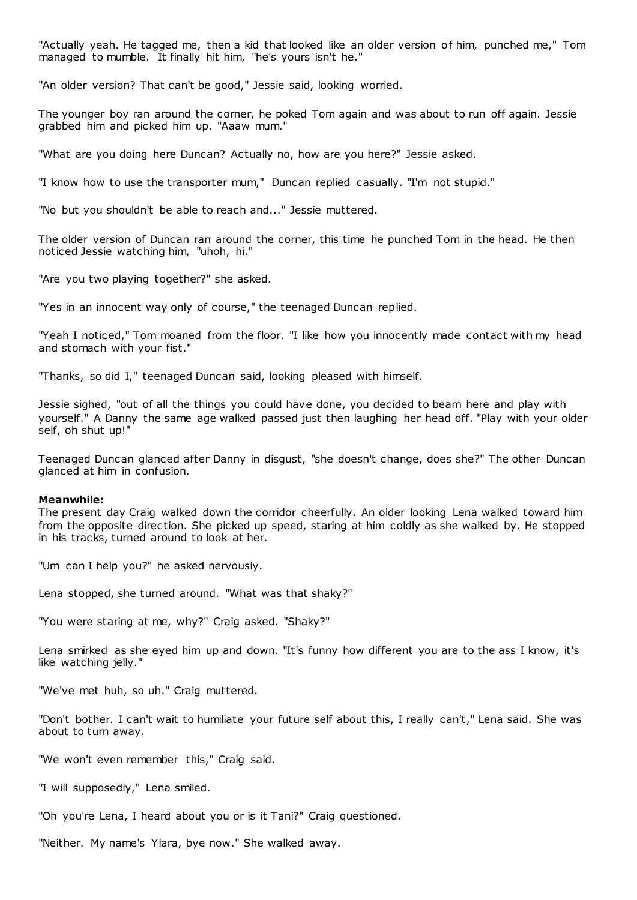"Actually yeah. He tagged me, then a kid that looked like an older version of him, punched me," Tom managed to mumble. It finally hit him, "he's yours isn't he."

"An older version? That can't be good," Jessie said, looking worried.

The younger boy ran around the corner, he poked Tom again and was about to run off again. Jessie grabbed him and picked him up. "Aaaw mum."

"What are you doing here Duncan? Actually no, how are you here?" Jessie asked.

"I know how to use the transporter mum," Duncan replied casually. "I'm not stupid."

"No but you shouldn't be able to reach and..." Jessie muttered.

The older version of Duncan ran around the corner, this time he punched Tom in the head. He then noticed Jessie watching him, "uhoh, hi."

"Are you two playing together?" she asked.

"Yes in an innocent way only of course," the teenaged Duncan replied.

"Yeah I noticed," Tom moaned from the floor. "I like how you innocently made contact with my head and stomach with your fist."

"Thanks, so did I," teenaged Duncan said, looking pleased with himself.

Jessie sighed, "out of all the things you could have done, you decided to beam here and play with yourself." A Danny the same age walked passed just then laughing her head off. "Play with your older self, oh shut up!"

Teenaged Duncan glanced after Danny in disgust, "she doesn't change, does she?" The other Duncan glanced at him in confusion.

**Meanwhile:**
The present day Craig walked down the corridor cheerfully. An older looking Lena walked toward him from the opposite direction. She picked up speed, staring at him coldly as she walked by. He stopped in his tracks, turned around to look at her.

"Um can I help you?" he asked nervously.

Lena stopped, she turned around. "What was that shaky?"

"You were staring at me, why?" Craig asked. "Shaky?"

Lena smirked as she eyed him up and down. "It's funny how different you are to the ass I know, it's like watching jelly."

"We've met huh, so uh." Craig muttered.

"Don't bother. I can't wait to humiliate your future self about this, I really can't," Lena said. She was about to turn away.

"We won't even remember this," Craig said.

"I will supposedly," Lena smiled.

"Oh you're Lena, I heard about you or is it Tani?" Craig questioned.

"Neither. My name's Ylara, bye now." She walked away.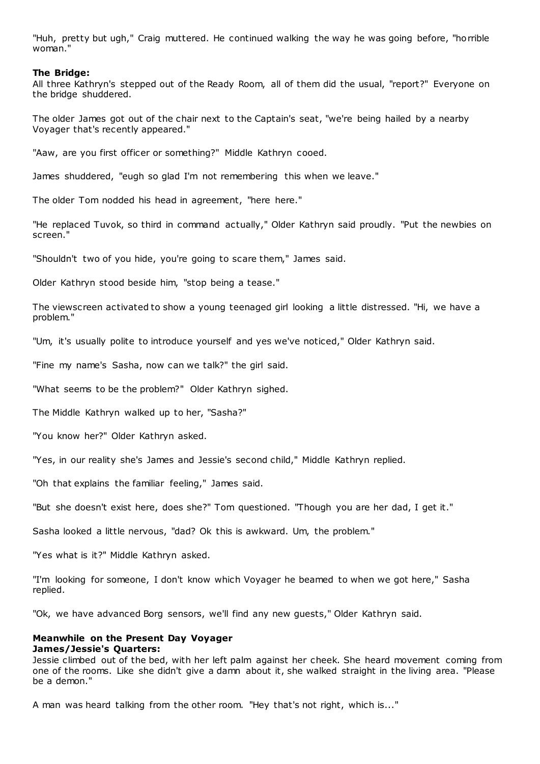"Huh, pretty but ugh," Craig muttered. He continued walking the way he was going before, "horrible woman."

**The Bridge:**
All three Kathryn's stepped out of the Ready Room, all of them did the usual, "report?" Everyone on the bridge shuddered.

The older James got out of the chair next to the Captain's seat, "we're being hailed by a nearby Voyager that's recently appeared."

"Aaw, are you first officer or something?" Middle Kathryn cooed.

James shuddered, "eugh so glad I'm not remembering this when we leave."

The older Tom nodded his head in agreement, "here here."

"He replaced Tuvok, so third in command actually," Older Kathryn said proudly. "Put the newbies on screen."

"Shouldn't two of you hide, you're going to scare them," James said.

Older Kathryn stood beside him, "stop being a tease."

The viewscreen activated to show a young teenaged girl looking a little distressed. "Hi, we have a problem."

"Um, it's usually polite to introduce yourself and yes we've noticed," Older Kathryn said.

"Fine my name's Sasha, now can we talk?" the girl said.

"What seems to be the problem?" Older Kathryn sighed.

The Middle Kathryn walked up to her, "Sasha?"

"You know her?" Older Kathryn asked.

"Yes, in our reality she's James and Jessie's second child," Middle Kathryn replied.

"Oh that explains the familiar feeling," James said.

"But she doesn't exist here, does she?" Tom questioned. "Though you are her dad, I get it."

Sasha looked a little nervous, "dad? Ok this is awkward. Um, the problem."

"Yes what is it?" Middle Kathryn asked.

"I'm looking for someone, I don't know which Voyager he beamed to when we got here," Sasha replied.

"Ok, we have advanced Borg sensors, we'll find any new guests," Older Kathryn said.

**Meanwhile on the Present Day Voyager**
**James/Jessie's Quarters:**
Jessie climbed out of the bed, with her left palm against her cheek. She heard movement coming from one of the rooms. Like she didn't give a damn about it, she walked straight in the living area. "Please be a demon."

A man was heard talking from the other room. "Hey that's not right, which is..."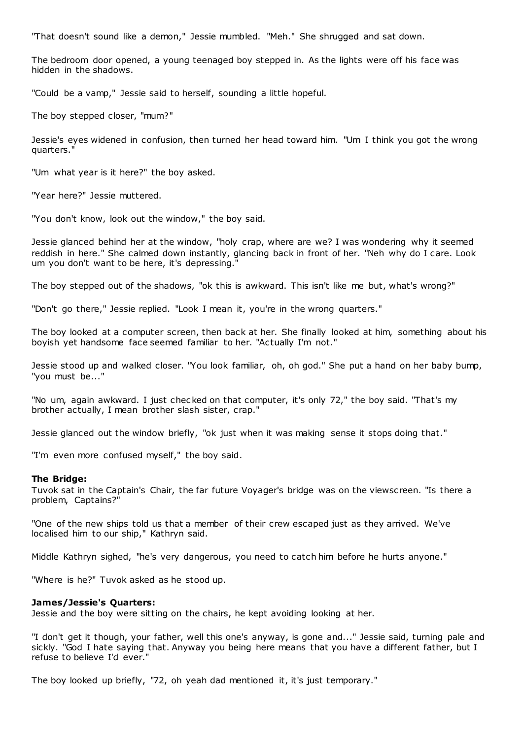"That doesn't sound like a demon," Jessie mumbled. "Meh." She shrugged and sat down.

The bedroom door opened, a young teenaged boy stepped in. As the lights were off his face was hidden in the shadows.

"Could be a vamp," Jessie said to herself, sounding a little hopeful.

The boy stepped closer, "mum?"

Jessie's eyes widened in confusion, then turned her head toward him. "Um I think you got the wrong quarters."

"Um what year is it here?" the boy asked.

"Year here?" Jessie muttered.

"You don't know, look out the window," the boy said.

Jessie glanced behind her at the window, "holy crap, where are we? I was wondering why it seemed reddish in here." She calmed down instantly, glancing back in front of her. "Neh why do I care. Look um you don't want to be here, it's depressing."

The boy stepped out of the shadows, "ok this is awkward. This isn't like me but, what's wrong?"

"Don't go there," Jessie replied. "Look I mean it, you're in the wrong quarters."

The boy looked at a computer screen, then back at her. She finally looked at him, something about his boyish yet handsome face seemed familiar to her. "Actually I'm not."

Jessie stood up and walked closer. "You look familiar, oh, oh god." She put a hand on her baby bump, "you must be..."

"No um, again awkward. I just checked on that computer, it's only 72," the boy said. "That's my brother actually, I mean brother slash sister, crap."

Jessie glanced out the window briefly, "ok just when it was making sense it stops doing that."

"I'm even more confused myself," the boy said.

**The Bridge:**
Tuvok sat in the Captain's Chair, the far future Voyager's bridge was on the viewscreen. "Is there a problem, Captains?"

"One of the new ships told us that a member of their crew escaped just as they arrived. We've localised him to our ship," Kathryn said.

Middle Kathryn sighed, "he's very dangerous, you need to catch him before he hurts anyone."

"Where is he?" Tuvok asked as he stood up.

**James/Jessie's Quarters:**
Jessie and the boy were sitting on the chairs, he kept avoiding looking at her.

"I don't get it though, your father, well this one's anyway, is gone and..." Jessie said, turning pale and sickly. "God I hate saying that. Anyway you being here means that you have a different father, but I refuse to believe I'd ever."

The boy looked up briefly, "72, oh yeah dad mentioned it, it's just temporary."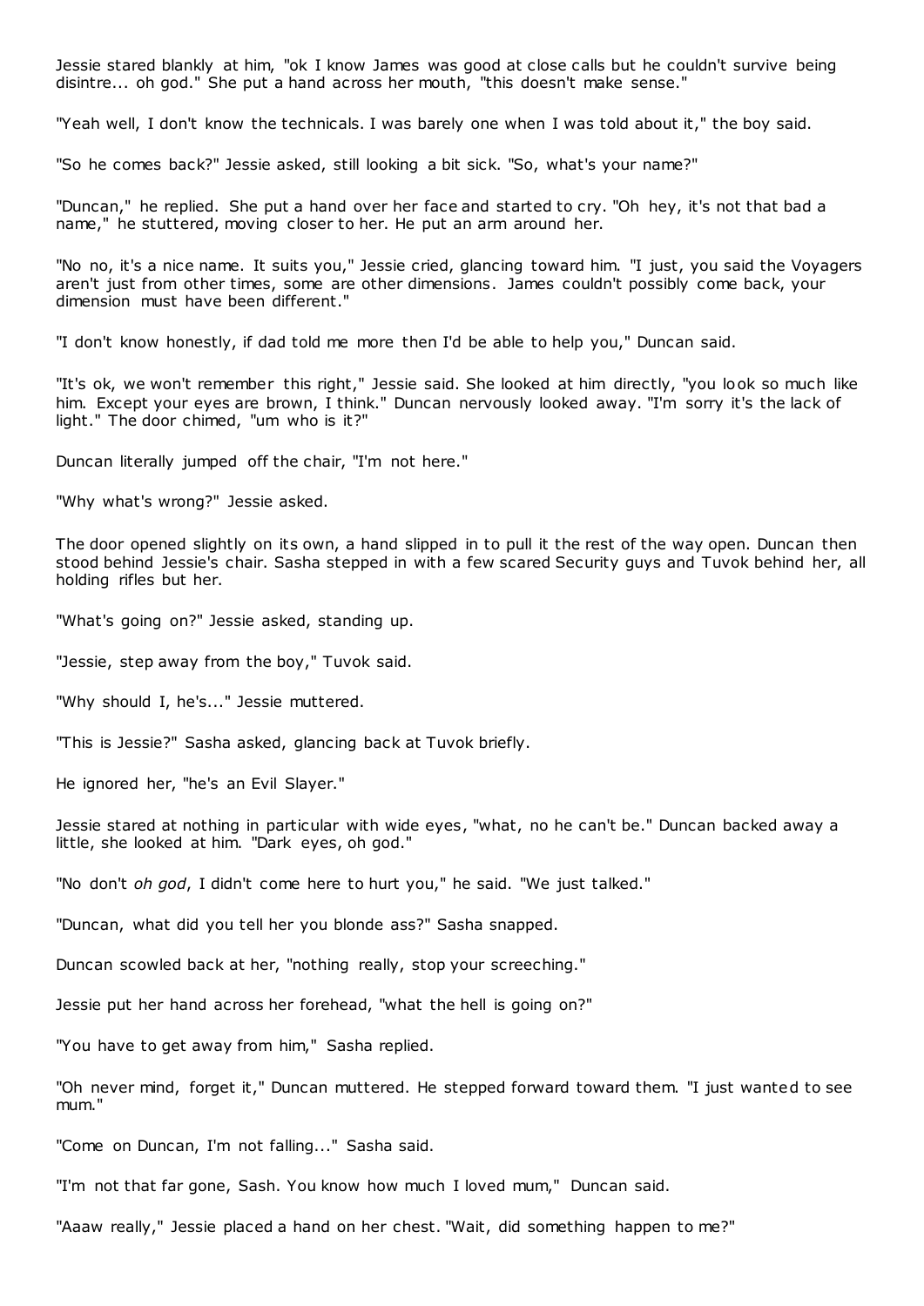Jessie stared blankly at him, "ok I know James was good at close calls but he couldn't survive being disintre... oh god." She put a hand across her mouth, "this doesn't make sense."

"Yeah well, I don't know the technicals. I was barely one when I was told about it," the boy said.

"So he comes back?" Jessie asked, still looking a bit sick. "So, what's your name?"

"Duncan," he replied. She put a hand over her face and started to cry. "Oh hey, it's not that bad a name," he stuttered, moving closer to her. He put an arm around her.

"No no, it's a nice name. It suits you," Jessie cried, glancing toward him. "I just, you said the Voyagers aren't just from other times, some are other dimensions. James couldn't possibly come back, your dimension must have been different."

"I don't know honestly, if dad told me more then I'd be able to help you," Duncan said.

"It's ok, we won't remember this right," Jessie said. She looked at him directly, "you look so much like him. Except your eyes are brown, I think." Duncan nervously looked away. "I'm sorry it's the lack of light." The door chimed, "um who is it?"

Duncan literally jumped off the chair, "I'm not here."

"Why what's wrong?" Jessie asked.

The door opened slightly on its own, a hand slipped in to pull it the rest of the way open. Duncan then stood behind Jessie's chair. Sasha stepped in with a few scared Security guys and Tuvok behind her, all holding rifles but her.

"What's going on?" Jessie asked, standing up.

"Jessie, step away from the boy," Tuvok said.

"Why should I, he's..." Jessie muttered.

"This is Jessie?" Sasha asked, glancing back at Tuvok briefly.

He ignored her, "he's an Evil Slayer."

Jessie stared at nothing in particular with wide eyes, "what, no he can't be." Duncan backed away a little, she looked at him. "Dark eyes, oh god."

"No don't *oh god*, I didn't come here to hurt you," he said. "We just talked."

"Duncan, what did you tell her you blonde ass?" Sasha snapped.

Duncan scowled back at her, "nothing really, stop your screeching."

Jessie put her hand across her forehead, "what the hell is going on?"

"You have to get away from him," Sasha replied.

"Oh never mind, forget it," Duncan muttered. He stepped forward toward them. "I just wanted to see mum."

"Come on Duncan, I'm not falling..." Sasha said.

"I'm not that far gone, Sash. You know how much I loved mum," Duncan said.

"Aaaw really," Jessie placed a hand on her chest. "Wait, did something happen to me?"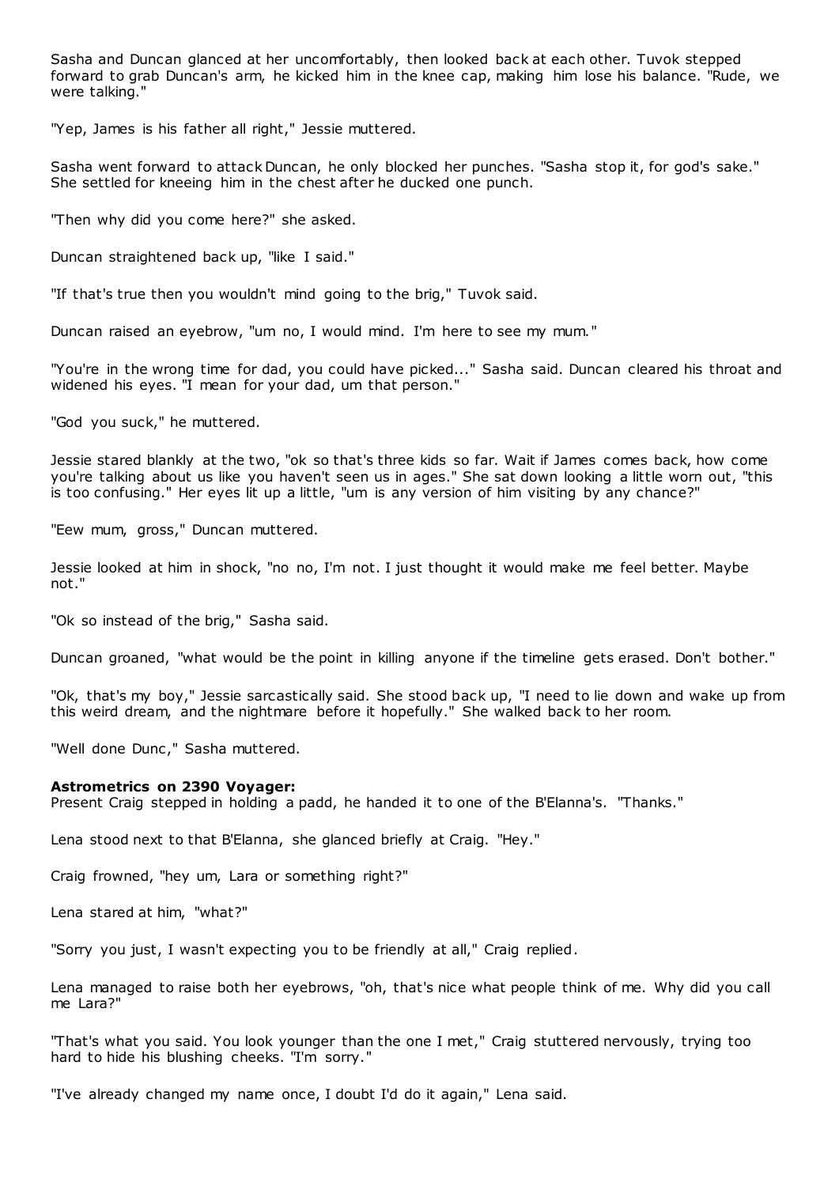Sasha and Duncan glanced at her uncomfortably, then looked back at each other. Tuvok stepped forward to grab Duncan's arm, he kicked him in the knee cap, making him lose his balance. "Rude, we were talking."

"Yep, James is his father all right," Jessie muttered.

Sasha went forward to attack Duncan, he only blocked her punches. "Sasha stop it, for god's sake." She settled for kneeing him in the chest after he ducked one punch.

"Then why did you come here?" she asked.

Duncan straightened back up, "like I said."

"If that's true then you wouldn't mind going to the brig," Tuvok said.

Duncan raised an eyebrow, "um no, I would mind. I'm here to see my mum."

"You're in the wrong time for dad, you could have picked..." Sasha said. Duncan cleared his throat and widened his eyes. "I mean for your dad, um that person."

"God you suck," he muttered.

Jessie stared blankly at the two, "ok so that's three kids so far. Wait if James comes back, how come you're talking about us like you haven't seen us in ages." She sat down looking a little worn out, "this is too confusing." Her eyes lit up a little, "um is any version of him visiting by any chance?"

"Eew mum, gross," Duncan muttered.

Jessie looked at him in shock, "no no, I'm not. I just thought it would make me feel better. Maybe not."

"Ok so instead of the brig," Sasha said.

Duncan groaned, "what would be the point in killing anyone if the timeline gets erased. Don't bother."

"Ok, that's my boy," Jessie sarcastically said. She stood back up, "I need to lie down and wake up from this weird dream, and the nightmare before it hopefully." She walked back to her room.

"Well done Dunc," Sasha muttered.

**Astrometrics on 2390 Voyager:**
Present Craig stepped in holding a padd, he handed it to one of the B'Elanna's. "Thanks."

Lena stood next to that B'Elanna, she glanced briefly at Craig. "Hey."

Craig frowned, "hey um, Lara or something right?"

Lena stared at him, "what?"

"Sorry you just, I wasn't expecting you to be friendly at all," Craig replied.

Lena managed to raise both her eyebrows, "oh, that's nice what people think of me. Why did you call me Lara?"

"That's what you said. You look younger than the one I met," Craig stuttered nervously, trying too hard to hide his blushing cheeks. "I'm sorry."

"I've already changed my name once, I doubt I'd do it again," Lena said.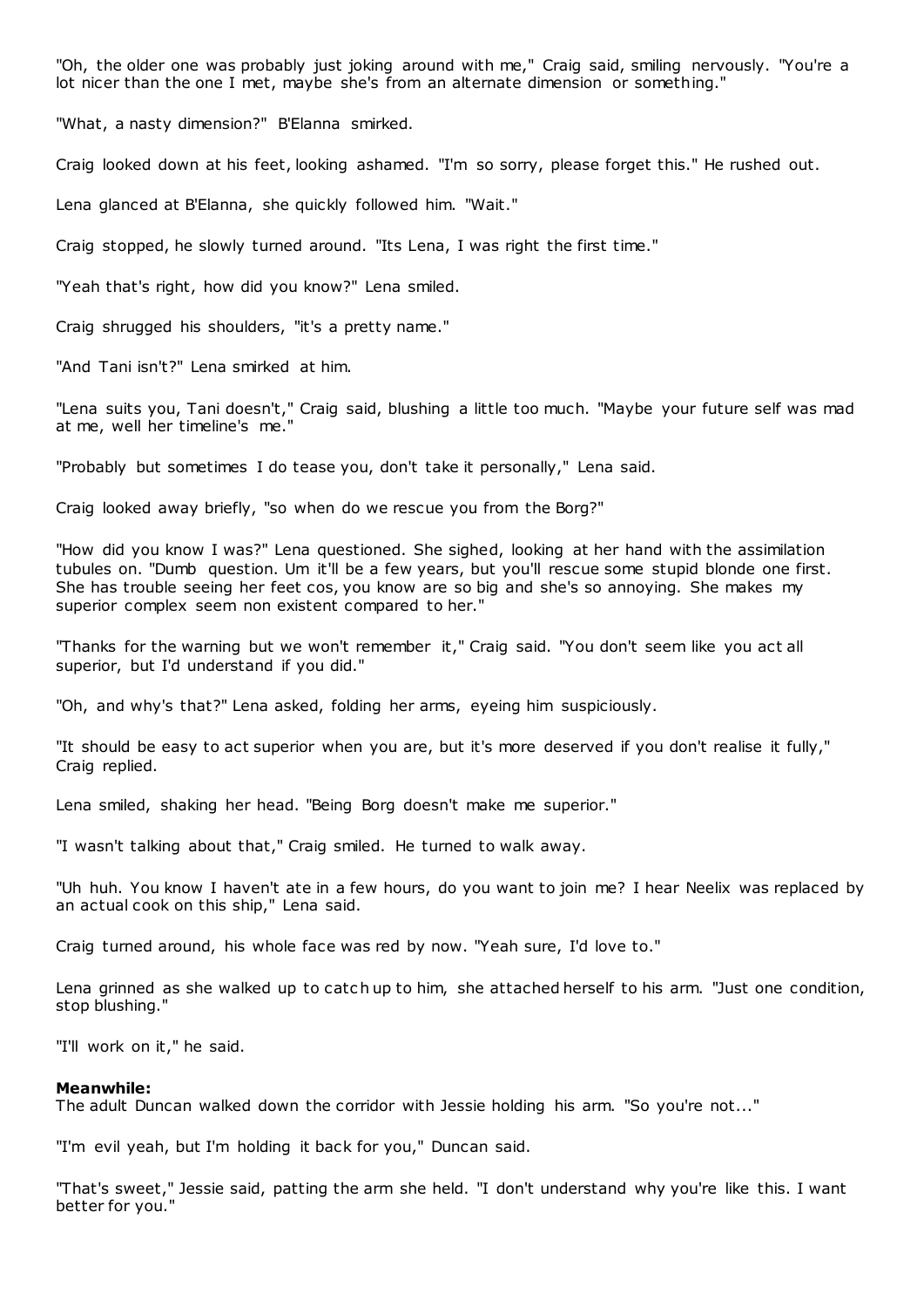"Oh, the older one was probably just joking around with me," Craig said, smiling nervously. "You're a lot nicer than the one I met, maybe she's from an alternate dimension or something."

"What, a nasty dimension?" B'Elanna smirked.

Craig looked down at his feet, looking ashamed. "I'm so sorry, please forget this." He rushed out.

Lena glanced at B'Elanna, she quickly followed him. "Wait."

Craig stopped, he slowly turned around. "Its Lena, I was right the first time."

"Yeah that's right, how did you know?" Lena smiled.

Craig shrugged his shoulders, "it's a pretty name."

"And Tani isn't?" Lena smirked at him.

"Lena suits you, Tani doesn't," Craig said, blushing a little too much. "Maybe your future self was mad at me, well her timeline's me."

"Probably but sometimes I do tease you, don't take it personally," Lena said.

Craig looked away briefly, "so when do we rescue you from the Borg?"

"How did you know I was?" Lena questioned. She sighed, looking at her hand with the assimilation tubules on. "Dumb question. Um it'll be a few years, but you'll rescue some stupid blonde one first. She has trouble seeing her feet cos, you know are so big and she's so annoying. She makes my superior complex seem non existent compared to her."

"Thanks for the warning but we won't remember it," Craig said. "You don't seem like you act all superior, but I'd understand if you did."

"Oh, and why's that?" Lena asked, folding her arms, eyeing him suspiciously.

"It should be easy to act superior when you are, but it's more deserved if you don't realise it fully," Craig replied.

Lena smiled, shaking her head. "Being Borg doesn't make me superior."

"I wasn't talking about that," Craig smiled. He turned to walk away.

"Uh huh. You know I haven't ate in a few hours, do you want to join me? I hear Neelix was replaced by an actual cook on this ship," Lena said.

Craig turned around, his whole face was red by now. "Yeah sure, I'd love to."

Lena grinned as she walked up to catch up to him, she attached herself to his arm. "Just one condition, stop blushing."

"I'll work on it," he said.

**Meanwhile:**
The adult Duncan walked down the corridor with Jessie holding his arm. "So you're not..."

"I'm evil yeah, but I'm holding it back for you," Duncan said.

"That's sweet," Jessie said, patting the arm she held. "I don't understand why you're like this. I want better for you."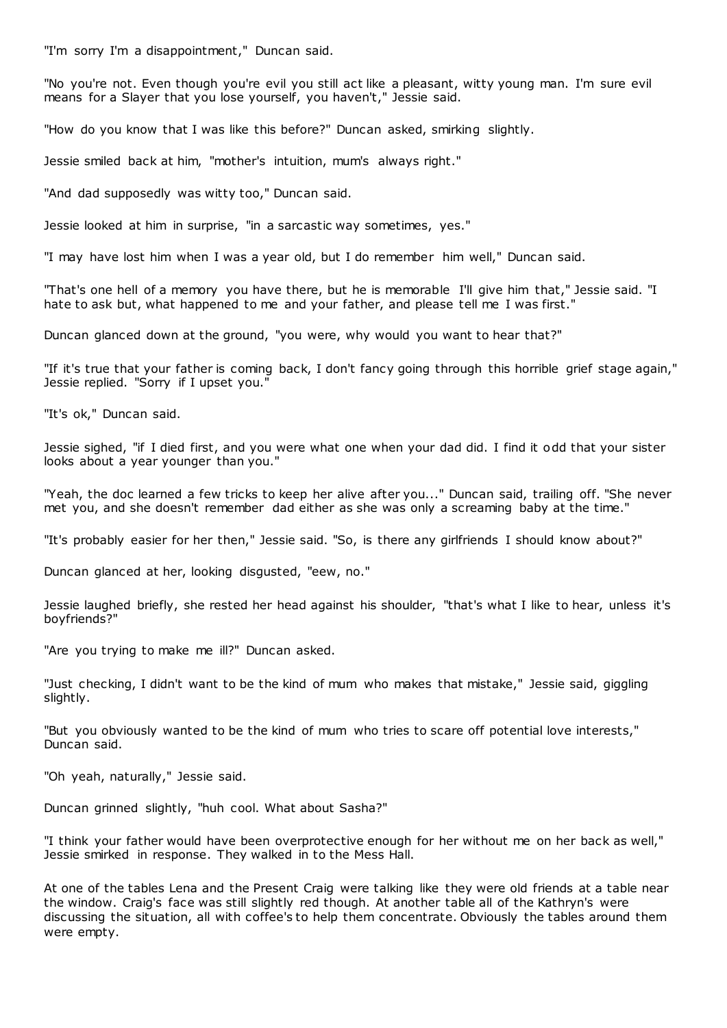"I'm sorry I'm a disappointment," Duncan said.

"No you're not. Even though you're evil you still act like a pleasant, witty young man. I'm sure evil means for a Slayer that you lose yourself, you haven't," Jessie said.

"How do you know that I was like this before?" Duncan asked, smirking slightly.

Jessie smiled back at him, "mother's intuition, mum's always right."

"And dad supposedly was witty too," Duncan said.

Jessie looked at him in surprise, "in a sarcastic way sometimes, yes."

"I may have lost him when I was a year old, but I do remember him well," Duncan said.

"That's one hell of a memory you have there, but he is memorable I'll give him that," Jessie said. "I hate to ask but, what happened to me and your father, and please tell me I was first."

Duncan glanced down at the ground, "you were, why would you want to hear that?"

"If it's true that your father is coming back, I don't fancy going through this horrible grief stage again," Jessie replied. "Sorry if I upset you."

"It's ok," Duncan said.

Jessie sighed, "if I died first, and you were what one when your dad did. I find it odd that your sister looks about a year younger than you."

"Yeah, the doc learned a few tricks to keep her alive after you..." Duncan said, trailing off. "She never met you, and she doesn't remember dad either as she was only a screaming baby at the time."

"It's probably easier for her then," Jessie said. "So, is there any girlfriends I should know about?"

Duncan glanced at her, looking disgusted, "eew, no."

Jessie laughed briefly, she rested her head against his shoulder, "that's what I like to hear, unless it's boyfriends?"

"Are you trying to make me ill?" Duncan asked.

"Just checking, I didn't want to be the kind of mum who makes that mistake," Jessie said, giggling slightly.

"But you obviously wanted to be the kind of mum who tries to scare off potential love interests," Duncan said.

"Oh yeah, naturally," Jessie said.

Duncan grinned slightly, "huh cool. What about Sasha?"

"I think your father would have been overprotective enough for her without me on her back as well," Jessie smirked in response. They walked in to the Mess Hall.

At one of the tables Lena and the Present Craig were talking like they were old friends at a table near the window. Craig's face was still slightly red though. At another table all of the Kathryn's were discussing the situation, all with coffee's to help them concentrate. Obviously the tables around them were empty.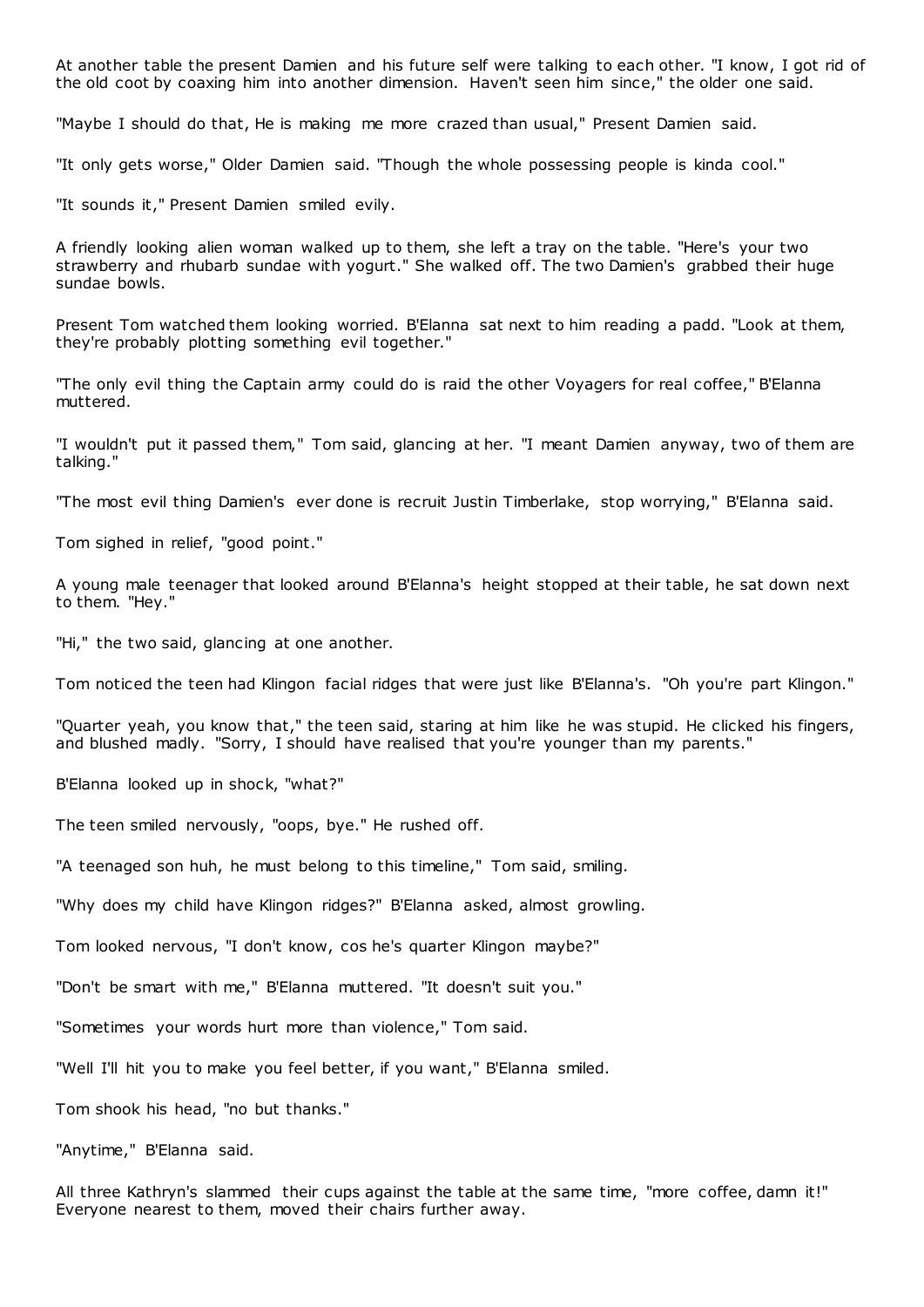At another table the present Damien and his future self were talking to each other. "I know, I got rid of the old coot by coaxing him into another dimension. Haven't seen him since," the older one said.

"Maybe I should do that, He is making me more crazed than usual," Present Damien said.

"It only gets worse," Older Damien said. "Though the whole possessing people is kinda cool."

"It sounds it," Present Damien smiled evily.

A friendly looking alien woman walked up to them, she left a tray on the table. "Here's your two strawberry and rhubarb sundae with yogurt." She walked off. The two Damien's grabbed their huge sundae bowls.

Present Tom watched them looking worried. B'Elanna sat next to him reading a padd. "Look at them, they're probably plotting something evil together."

"The only evil thing the Captain army could do is raid the other Voyagers for real coffee," B'Elanna muttered.

"I wouldn't put it passed them," Tom said, glancing at her. "I meant Damien anyway, two of them are talking."

"The most evil thing Damien's ever done is recruit Justin Timberlake, stop worrying," B'Elanna said.

Tom sighed in relief, "good point."

A young male teenager that looked around B'Elanna's height stopped at their table, he sat down next to them. "Hey."

"Hi," the two said, glancing at one another.

Tom noticed the teen had Klingon facial ridges that were just like B'Elanna's. "Oh you're part Klingon."

"Quarter yeah, you know that," the teen said, staring at him like he was stupid. He clicked his fingers, and blushed madly. "Sorry, I should have realised that you're younger than my parents."

B'Elanna looked up in shock, "what?"

The teen smiled nervously, "oops, bye." He rushed off.

"A teenaged son huh, he must belong to this timeline," Tom said, smiling.

"Why does my child have Klingon ridges?" B'Elanna asked, almost growling.

Tom looked nervous, "I don't know, cos he's quarter Klingon maybe?"

"Don't be smart with me," B'Elanna muttered. "It doesn't suit you."

"Sometimes your words hurt more than violence," Tom said.

"Well I'll hit you to make you feel better, if you want," B'Elanna smiled.

Tom shook his head, "no but thanks."

"Anytime," B'Elanna said.

All three Kathryn's slammed their cups against the table at the same time, "more coffee, damn it!" Everyone nearest to them, moved their chairs further away.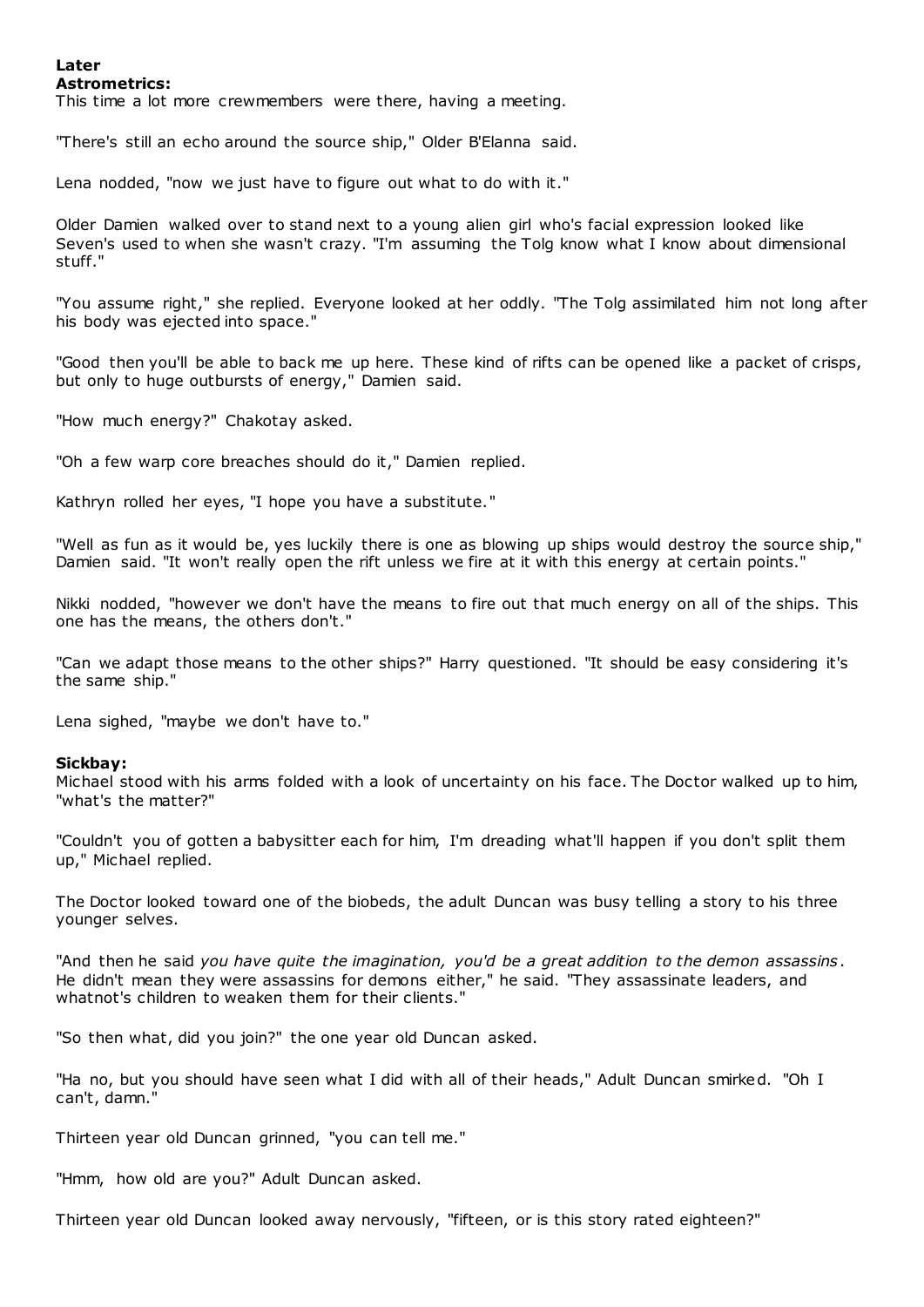**Later**
**Astrometrics:**
This time a lot more crewmembers were there, having a meeting.

"There's still an echo around the source ship," Older B'Elanna said.

Lena nodded, "now we just have to figure out what to do with it."

Older Damien walked over to stand next to a young alien girl who's facial expression looked like Seven's used to when she wasn't crazy. "I'm assuming the Tolg know what I know about dimensional stuff."

"You assume right," she replied. Everyone looked at her oddly. "The Tolg assimilated him not long after his body was ejected into space."

"Good then you'll be able to back me up here. These kind of rifts can be opened like a packet of crisps, but only to huge outbursts of energy," Damien said.

"How much energy?" Chakotay asked.

"Oh a few warp core breaches should do it," Damien replied.

Kathryn rolled her eyes, "I hope you have a substitute."

"Well as fun as it would be, yes luckily there is one as blowing up ships would destroy the source ship," Damien said. "It won't really open the rift unless we fire at it with this energy at certain points."

Nikki nodded, "however we don't have the means to fire out that much energy on all of the ships. This one has the means, the others don't."

"Can we adapt those means to the other ships?" Harry questioned. "It should be easy considering it's the same ship."

Lena sighed, "maybe we don't have to."

**Sickbay:**
Michael stood with his arms folded with a look of uncertainty on his face. The Doctor walked up to him, "what's the matter?"

"Couldn't you of gotten a babysitter each for him, I'm dreading what'll happen if you don't split them up," Michael replied.

The Doctor looked toward one of the biobeds, the adult Duncan was busy telling a story to his three younger selves.

"And then he said *you have quite the imagination, you'd be a great addition to the demon assassins*. He didn't mean they were assassins for demons either," he said. "They assassinate leaders, and whatnot's children to weaken them for their clients."

"So then what, did you join?" the one year old Duncan asked.

"Ha no, but you should have seen what I did with all of their heads," Adult Duncan smirked. "Oh I can't, damn."

Thirteen year old Duncan grinned, "you can tell me."

"Hmm, how old are you?" Adult Duncan asked.

Thirteen year old Duncan looked away nervously, "fifteen, or is this story rated eighteen?"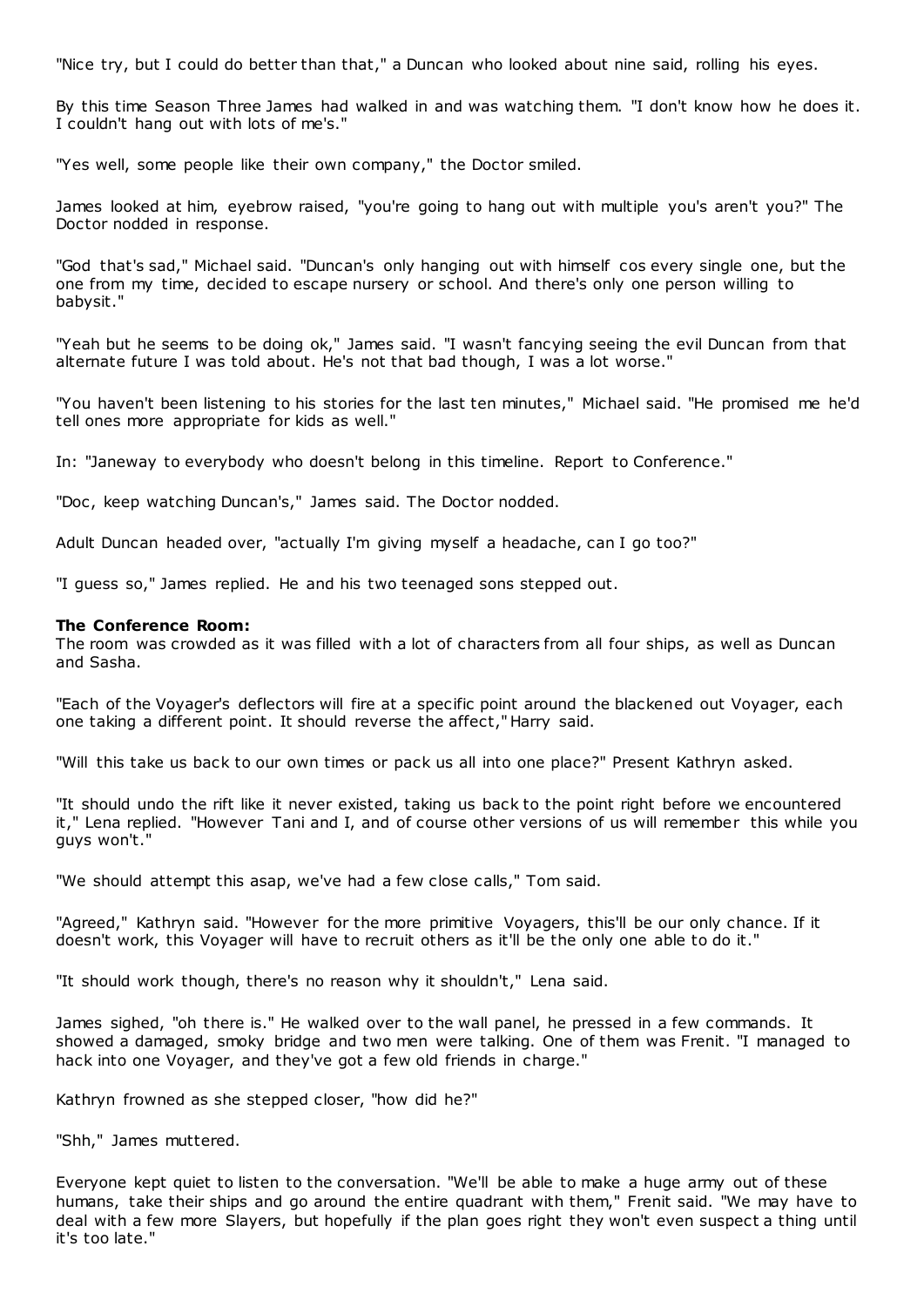"Nice try, but I could do better than that," a Duncan who looked about nine said, rolling his eyes.

By this time Season Three James had walked in and was watching them. "I don't know how he does it. I couldn't hang out with lots of me's."

"Yes well, some people like their own company," the Doctor smiled.

James looked at him, eyebrow raised, "you're going to hang out with multiple you's aren't you?" The Doctor nodded in response.

"God that's sad," Michael said. "Duncan's only hanging out with himself cos every single one, but the one from my time, decided to escape nursery or school. And there's only one person willing to babysit."

"Yeah but he seems to be doing ok," James said. "I wasn't fancying seeing the evil Duncan from that alternate future I was told about. He's not that bad though, I was a lot worse."

"You haven't been listening to his stories for the last ten minutes," Michael said. "He promised me he'd tell ones more appropriate for kids as well."

In: "Janeway to everybody who doesn't belong in this timeline. Report to Conference."

"Doc, keep watching Duncan's," James said. The Doctor nodded.

Adult Duncan headed over, "actually I'm giving myself a headache, can I go too?"

"I guess so," James replied. He and his two teenaged sons stepped out.

**The Conference Room:**
The room was crowded as it was filled with a lot of characters from all four ships, as well as Duncan and Sasha.

"Each of the Voyager's deflectors will fire at a specific point around the blackened out Voyager, each one taking a different point. It should reverse the affect," Harry said.

"Will this take us back to our own times or pack us all into one place?" Present Kathryn asked.

"It should undo the rift like it never existed, taking us back to the point right before we encountered it," Lena replied. "However Tani and I, and of course other versions of us will remember this while you guys won't."

"We should attempt this asap, we've had a few close calls," Tom said.

"Agreed," Kathryn said. "However for the more primitive Voyagers, this'll be our only chance. If it doesn't work, this Voyager will have to recruit others as it'll be the only one able to do it."

"It should work though, there's no reason why it shouldn't," Lena said.

James sighed, "oh there is." He walked over to the wall panel, he pressed in a few commands. It showed a damaged, smoky bridge and two men were talking. One of them was Frenit. "I managed to hack into one Voyager, and they've got a few old friends in charge."

Kathryn frowned as she stepped closer, "how did he?"

"Shh," James muttered.

Everyone kept quiet to listen to the conversation. "We'll be able to make a huge army out of these humans, take their ships and go around the entire quadrant with them," Frenit said. "We may have to deal with a few more Slayers, but hopefully if the plan goes right they won't even suspect a thing until it's too late."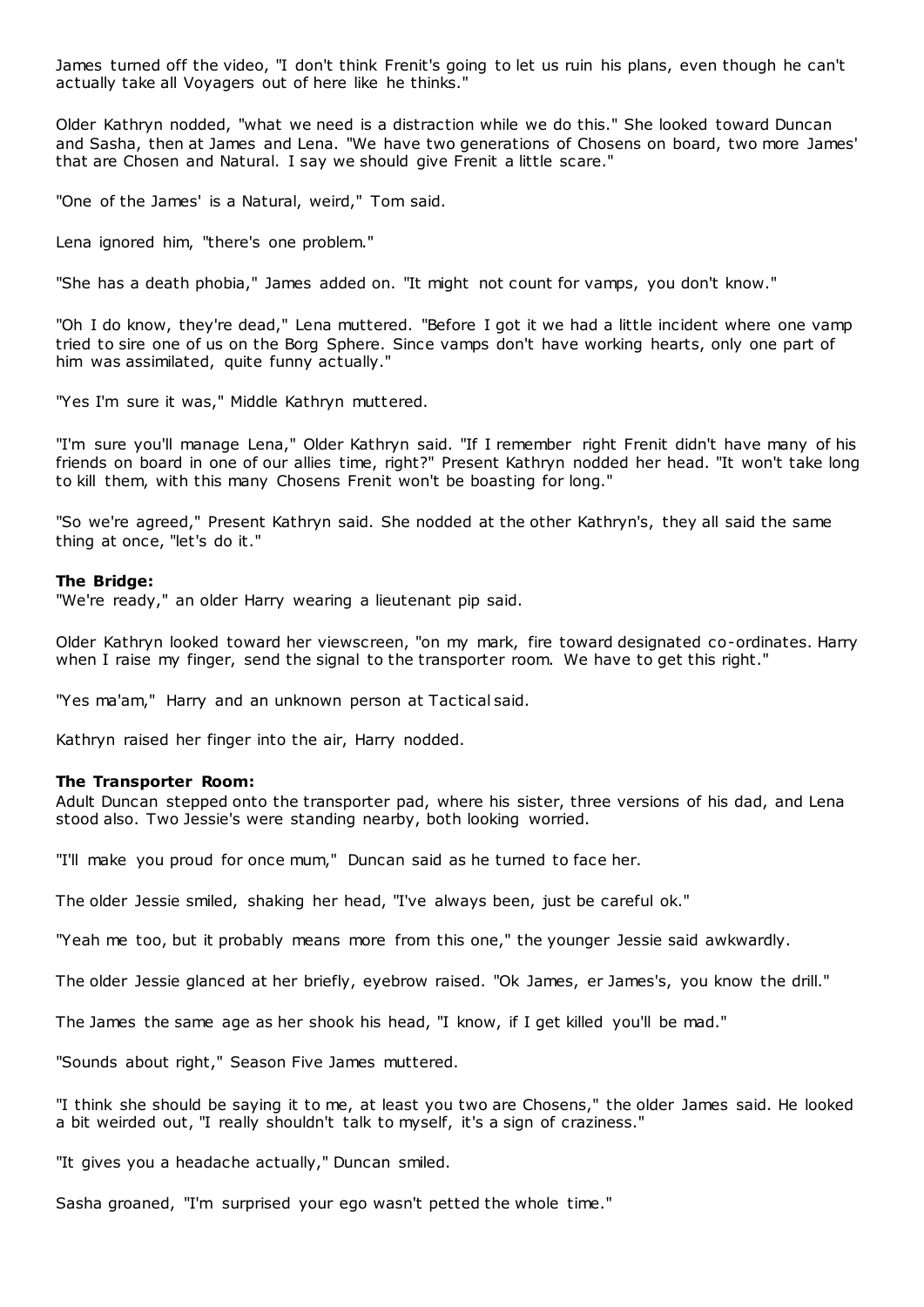James turned off the video, "I don't think Frenit's going to let us ruin his plans, even though he can't actually take all Voyagers out of here like he thinks."

Older Kathryn nodded, "what we need is a distraction while we do this." She looked toward Duncan and Sasha, then at James and Lena. "We have two generations of Chosens on board, two more James' that are Chosen and Natural. I say we should give Frenit a little scare."

"One of the James' is a Natural, weird," Tom said.

Lena ignored him, "there's one problem."

"She has a death phobia," James added on. "It might not count for vamps, you don't know."

"Oh I do know, they're dead," Lena muttered. "Before I got it we had a little incident where one vamp tried to sire one of us on the Borg Sphere. Since vamps don't have working hearts, only one part of him was assimilated, quite funny actually."

"Yes I'm sure it was," Middle Kathryn muttered.

"I'm sure you'll manage Lena," Older Kathryn said. "If I remember right Frenit didn't have many of his friends on board in one of our allies time, right?" Present Kathryn nodded her head. "It won't take long to kill them, with this many Chosens Frenit won't be boasting for long."

"So we're agreed," Present Kathryn said. She nodded at the other Kathryn's, they all said the same thing at once, "let's do it."

**The Bridge:**

"We're ready," an older Harry wearing a lieutenant pip said.

Older Kathryn looked toward her viewscreen, "on my mark, fire toward designated co-ordinates. Harry when I raise my finger, send the signal to the transporter room. We have to get this right."

"Yes ma'am," Harry and an unknown person at Tactical said.

Kathryn raised her finger into the air, Harry nodded.

**The Transporter Room:**

Adult Duncan stepped onto the transporter pad, where his sister, three versions of his dad, and Lena stood also. Two Jessie's were standing nearby, both looking worried.

"I'll make you proud for once mum," Duncan said as he turned to face her.

The older Jessie smiled, shaking her head, "I've always been, just be careful ok."

"Yeah me too, but it probably means more from this one," the younger Jessie said awkwardly.

The older Jessie glanced at her briefly, eyebrow raised. "Ok James, er James's, you know the drill."

The James the same age as her shook his head, "I know, if I get killed you'll be mad."

"Sounds about right," Season Five James muttered.

"I think she should be saying it to me, at least you two are Chosens," the older James said. He looked a bit weirded out, "I really shouldn't talk to myself, it's a sign of craziness."

"It gives you a headache actually," Duncan smiled.

Sasha groaned, "I'm surprised your ego wasn't petted the whole time."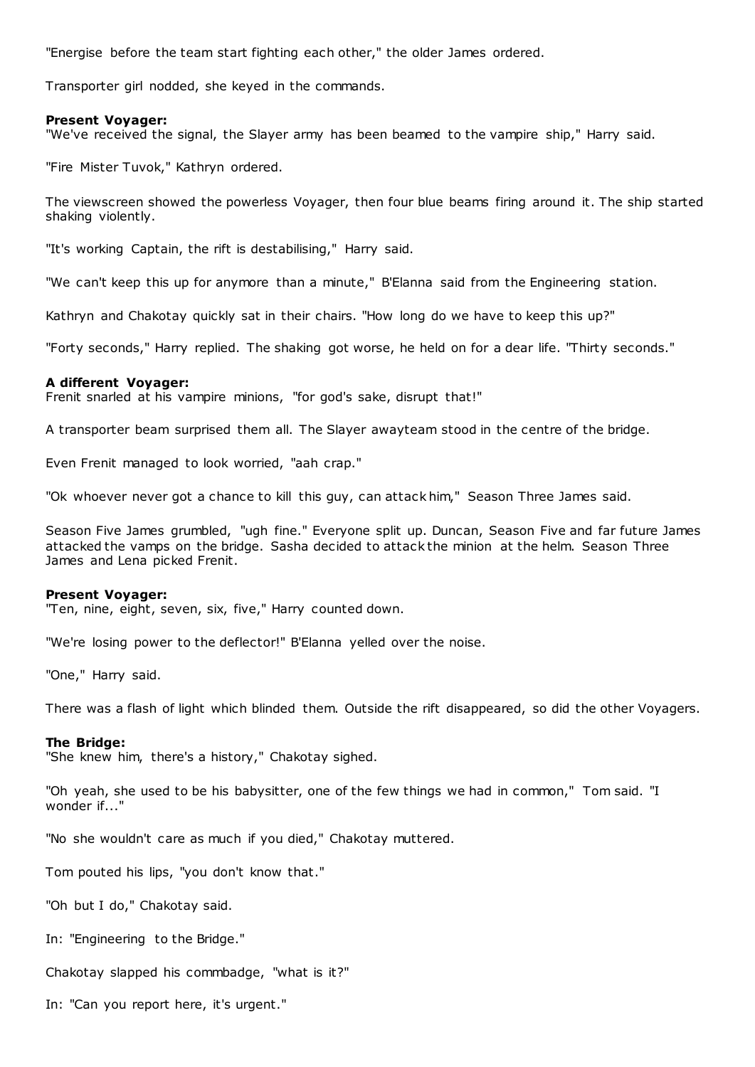"Energise before the team start fighting each other," the older James ordered.

Transporter girl nodded, she keyed in the commands.

**Present Voyager:**
"We've received the signal, the Slayer army has been beamed to the vampire ship," Harry said.

"Fire Mister Tuvok," Kathryn ordered.

The viewscreen showed the powerless Voyager, then four blue beams firing around it. The ship started shaking violently.

"It's working Captain, the rift is destabilising," Harry said.

"We can't keep this up for anymore than a minute," B'Elanna said from the Engineering station.

Kathryn and Chakotay quickly sat in their chairs. "How long do we have to keep this up?"

"Forty seconds," Harry replied. The shaking got worse, he held on for a dear life. "Thirty seconds."

**A different Voyager:**
Frenit snarled at his vampire minions, "for god's sake, disrupt that!"

A transporter beam surprised them all. The Slayer awayteam stood in the centre of the bridge.

Even Frenit managed to look worried, "aah crap."

"Ok whoever never got a chance to kill this guy, can attack him," Season Three James said.

Season Five James grumbled, "ugh fine." Everyone split up. Duncan, Season Five and far future James attacked the vamps on the bridge. Sasha decided to attack the minion at the helm. Season Three James and Lena picked Frenit.

**Present Voyager:**
"Ten, nine, eight, seven, six, five," Harry counted down.

"We're losing power to the deflector!" B'Elanna yelled over the noise.

"One," Harry said.

There was a flash of light which blinded them. Outside the rift disappeared, so did the other Voyagers.

**The Bridge:**
"She knew him, there's a history," Chakotay sighed.

"Oh yeah, she used to be his babysitter, one of the few things we had in common," Tom said. "I wonder if..."

"No she wouldn't care as much if you died," Chakotay muttered.

Tom pouted his lips, "you don't know that."

"Oh but I do," Chakotay said.

In: "Engineering to the Bridge."

Chakotay slapped his commbadge, "what is it?"

In: "Can you report here, it's urgent."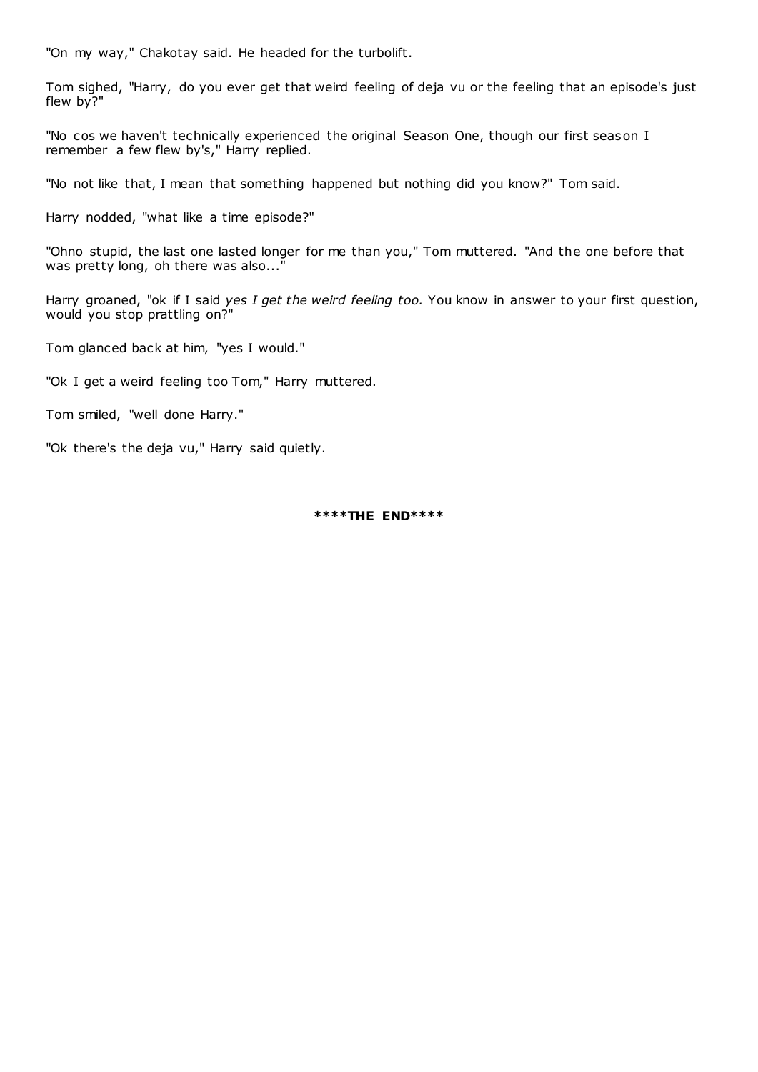"On my way," Chakotay said. He headed for the turbolift.

Tom sighed, "Harry, do you ever get that weird feeling of deja vu or the feeling that an episode's just flew by?"

"No cos we haven't technically experienced the original Season One, though our first season I remember a few flew by's," Harry replied.

"No not like that, I mean that something happened but nothing did you know?" Tom said.

Harry nodded, "what like a time episode?"

"Ohno stupid, the last one lasted longer for me than you," Tom muttered. "And the one before that was pretty long, oh there was also..."

Harry groaned, "ok if I said *yes I get the weird feeling too.* You know in answer to your first question, would you stop prattling on?"

Tom glanced back at him, "yes I would."

"Ok I get a weird feeling too Tom," Harry muttered.

Tom smiled, "well done Harry."

"Ok there's the deja vu," Harry said quietly.

**\*\*\*\*THE END\*\*\*\***